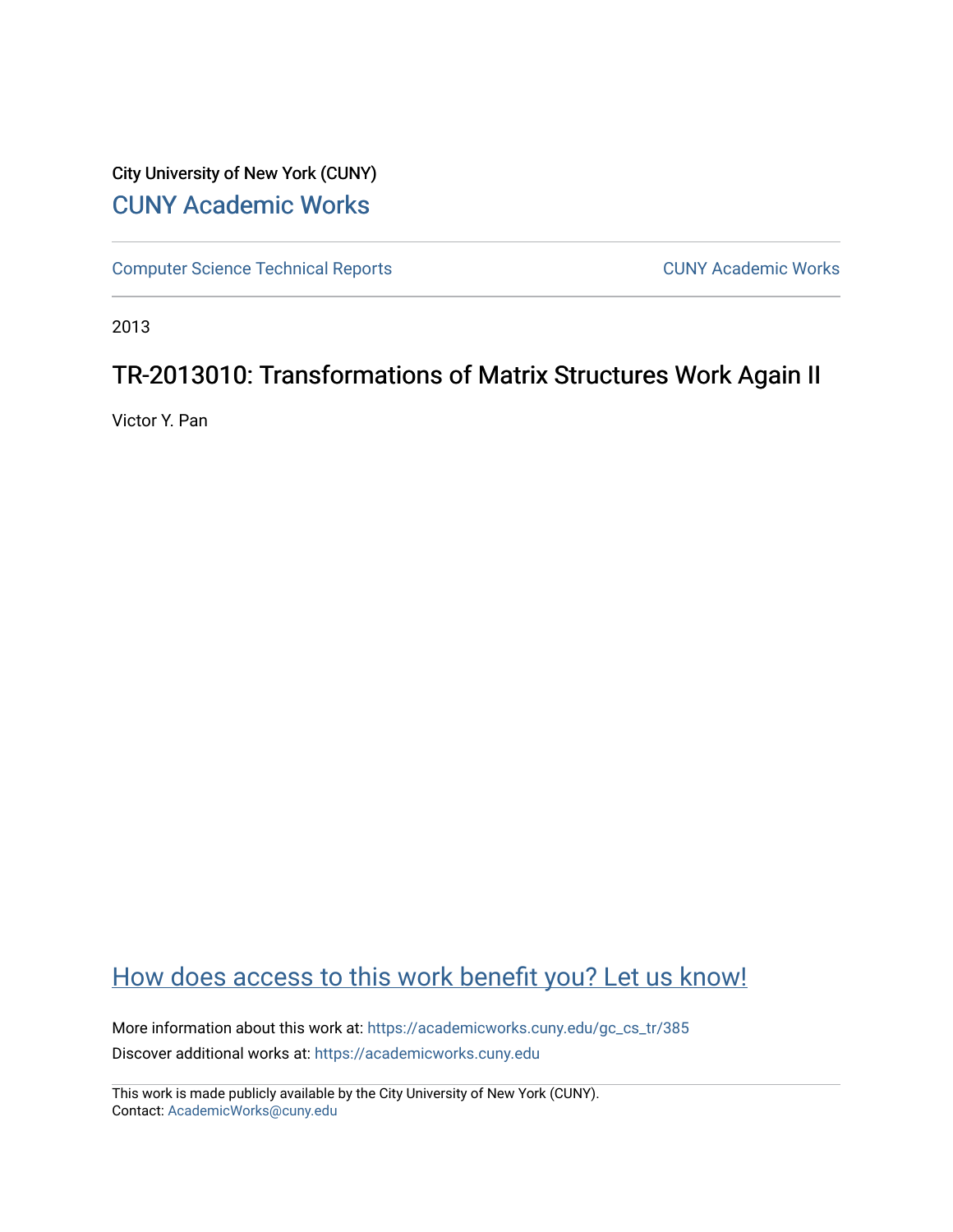City University of New York (CUNY)

CUNY Academic Works

Computer Science Technical Reports

CUNY Academic Works

2013

# TR-2013010: Transformations of Matrix Structures Work Again II

Victor Y. Pan

How does access to this work benefit you? Let us know!

More information about this work at: https://academicworks.cuny.edu/gc_cs_tr/385

Discover additional works at: https://academicworks.cuny.edu

This work is made publicly available by the City University of New York (CUNY).
Contact: AcademicWorks@cuny.edu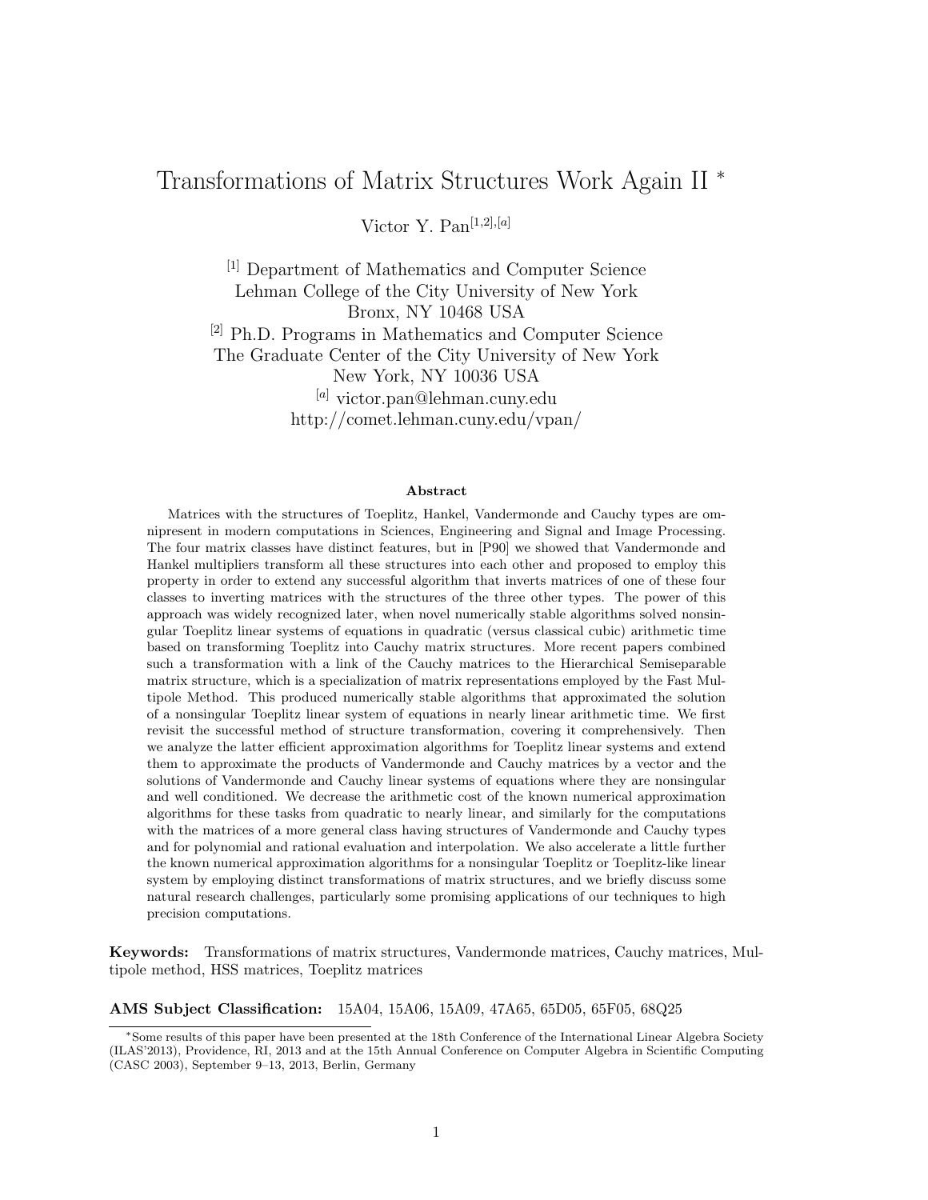# Transformations of Matrix Structures Work Again II *

Victor Y. Pan[1,2],[a]

[1] Department of Mathematics and Computer Science
Lehman College of the City University of New York
Bronx, NY 10468 USA

[2] Ph.D. Programs in Mathematics and Computer Science
The Graduate Center of the City University of New York
New York, NY 10036 USA

[a] victor.pan@lehman.cuny.edu
http://comet.lehman.cuny.edu/vpan/

**Abstract**

Matrices with the structures of Toeplitz, Hankel, Vandermonde and Cauchy types are omnipresent in modern computations in Sciences, Engineering and Signal and Image Processing. The four matrix classes have distinct features, but in [P90] we showed that Vandermonde and Hankel multipliers transform all these structures into each other and proposed to employ this property in order to extend any successful algorithm that inverts matrices of one of these four classes to inverting matrices with the structures of the three other types. The power of this approach was widely recognized later, when novel numerically stable algorithms solved nonsingular Toeplitz linear systems of equations in quadratic (versus classical cubic) arithmetic time based on transforming Toeplitz into Cauchy matrix structures. More recent papers combined such a transformation with a link of the Cauchy matrices to the Hierarchical Semiseparable matrix structure, which is a specialization of matrix representations employed by the Fast Multipole Method. This produced numerically stable algorithms that approximated the solution of a nonsingular Toeplitz linear system of equations in nearly linear arithmetic time. We first revisit the successful method of structure transformation, covering it comprehensively. Then we analyze the latter efficient approximation algorithms for Toeplitz linear systems and extend them to approximate the products of Vandermonde and Cauchy matrices by a vector and the solutions of Vandermonde and Cauchy linear systems of equations where they are nonsingular and well conditioned. We decrease the arithmetic cost of the known numerical approximation algorithms for these tasks from quadratic to nearly linear, and similarly for the computations with the matrices of a more general class having structures of Vandermonde and Cauchy types and for polynomial and rational evaluation and interpolation. We also accelerate a little further the known numerical approximation algorithms for a nonsingular Toeplitz or Toeplitz-like linear system by employing distinct transformations of matrix structures, and we briefly discuss some natural research challenges, particularly some promising applications of our techniques to high precision computations.

**Keywords:** Transformations of matrix structures, Vandermonde matrices, Cauchy matrices, Multipole method, HSS matrices, Toeplitz matrices

**AMS Subject Classification:** 15A04, 15A06, 15A09, 47A65, 65D05, 65F05, 68Q25

*Some results of this paper have been presented at the 18th Conference of the International Linear Algebra Society (ILAS'2013), Providence, RI, 2013 and at the 15th Annual Conference on Computer Algebra in Scientific Computing (CASC 2003), September 9–13, 2013, Berlin, Germany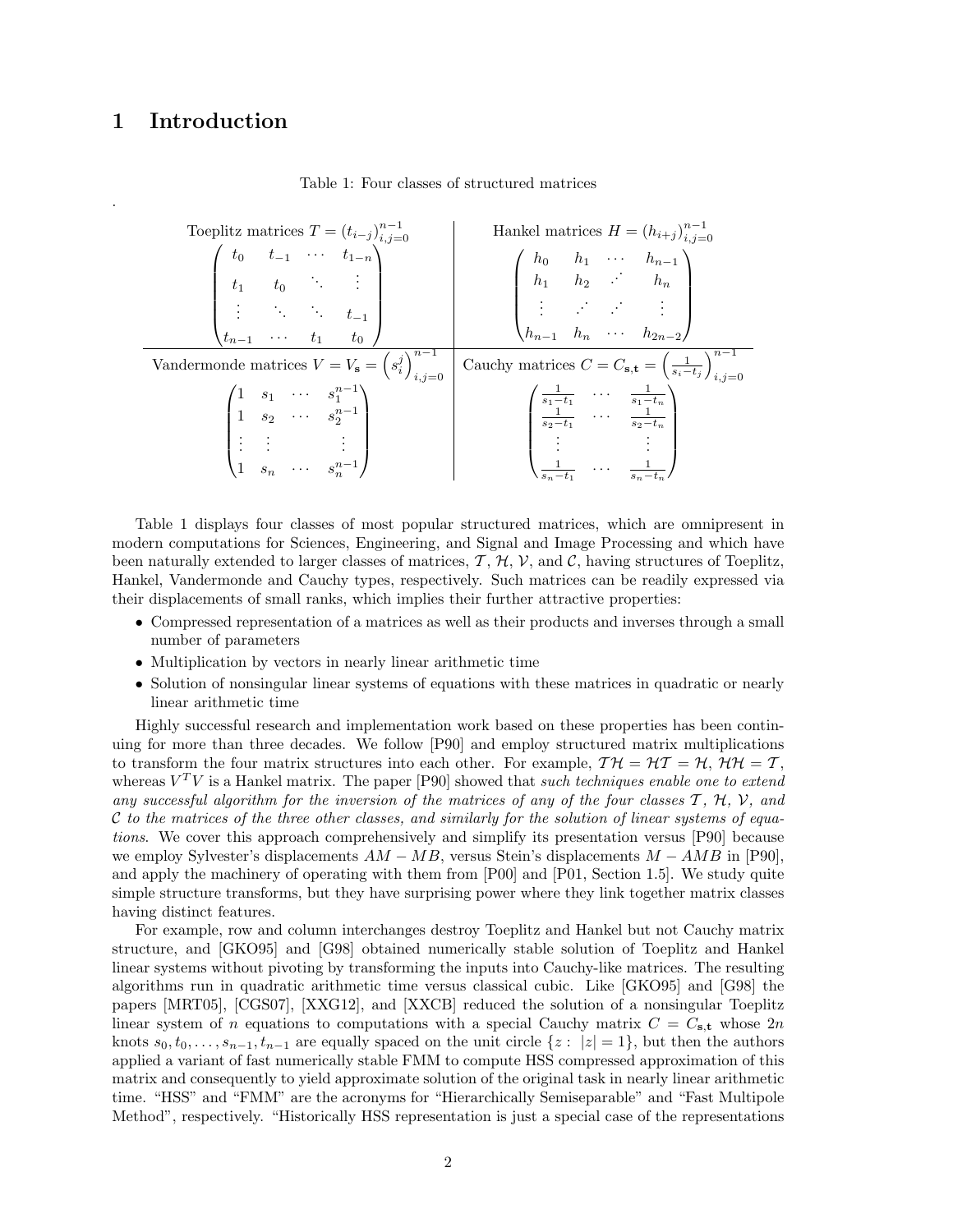# 1 Introduction

Table 1: Four classes of structured matrices

| Toeplitz matrices $T = (t_{i-j})_{i,j=0}^{n-1}$ | Hankel matrices $H = (h_{i+j})_{i,j=0}^{n-1}$ |
|---|---|
| $\begin{pmatrix} t_0 & t_{-1} & \cdots & t_{1-n} \\ t_1 & t_0 & \ddots & \vdots \\ \vdots & \ddots & \ddots & t_{-1} \\ t_{n-1} & \cdots & t_1 & t_0 \end{pmatrix}$ | $\begin{pmatrix} h_0 & h_1 & \cdots & h_{n-1} \\ h_1 & h_2 & ⋰ & h_n \\ \vdots & ⋰ & ⋰ & \vdots \\ h_{n-1} & h_n & \cdots & h_{2n-2} \end{pmatrix}$ |
| Vandermonde matrices $V = V_{\mathbf{s}} = \left(s_i^j\right)_{i,j=0}^{n-1}$ | Cauchy matrices $C = C_{\mathbf{s},\mathbf{t}} = \left(\frac{1}{s_i - t_j}\right)_{i,j=0}^{n-1}$ |
| $\begin{pmatrix} 1 & s_1 & \cdots & s_1^{n-1} \\ 1 & s_2 & \cdots & s_2^{n-1} \\ \vdots & \vdots & & \vdots \\ 1 & s_n & \cdots & s_n^{n-1} \end{pmatrix}$ | $\begin{pmatrix} \frac{1}{s_1-t_1} & \cdots & \frac{1}{s_1-t_n} \\ \frac{1}{s_2-t_1} & \cdots & \frac{1}{s_2-t_n} \\ \vdots & & \vdots \\ \frac{1}{s_n-t_1} & \cdots & \frac{1}{s_n-t_n} \end{pmatrix}$ |

Table 1 displays four classes of most popular structured matrices, which are omnipresent in modern computations for Sciences, Engineering, and Signal and Image Processing and which have been naturally extended to larger classes of matrices, $\mathcal{T}$, $\mathcal{H}$, $\mathcal{V}$, and $\mathcal{C}$, having structures of Toeplitz, Hankel, Vandermonde and Cauchy types, respectively. Such matrices can be readily expressed via their displacements of small ranks, which implies their further attractive properties:

- Compressed representation of a matrices as well as their products and inverses through a small number of parameters
- Multiplication by vectors in nearly linear arithmetic time
- Solution of nonsingular linear systems of equations with these matrices in quadratic or nearly linear arithmetic time

Highly successful research and implementation work based on these properties has been continuing for more than three decades. We follow [P90] and employ structured matrix multiplications to transform the four matrix structures into each other. For example, $\mathcal{T}\mathcal{H} = \mathcal{H}\mathcal{T} = \mathcal{H}$, $\mathcal{H}\mathcal{H} = \mathcal{T}$, whereas $V^T V$ is a Hankel matrix. The paper [P90] showed that *such techniques enable one to extend any successful algorithm for the inversion of the matrices of any of the four classes $\mathcal{T}$, $\mathcal{H}$, $\mathcal{V}$, and $\mathcal{C}$ to the matrices of the three other classes, and similarly for the solution of linear systems of equations.* We cover this approach comprehensively and simplify its presentation versus [P90] because we employ Sylvester's displacements $AM - MB$, versus Stein's displacements $M - AMB$ in [P90], and apply the machinery of operating with them from [P00] and [P01, Section 1.5]. We study quite simple structure transforms, but they have surprising power where they link together matrix classes having distinct features.

For example, row and column interchanges destroy Toeplitz and Hankel but not Cauchy matrix structure, and [GKO95] and [G98] obtained numerically stable solution of Toeplitz and Hankel linear systems without pivoting by transforming the inputs into Cauchy-like matrices. The resulting algorithms run in quadratic arithmetic time versus classical cubic. Like [GKO95] and [G98] the papers [MRT05], [CGS07], [XXG12], and [XXCB] reduced the solution of a nonsingular Toeplitz linear system of $n$ equations to computations with a special Cauchy matrix $C = C_{\mathbf{s},\mathbf{t}}$ whose $2n$ knots $s_0, t_0, \ldots, s_{n-1}, t_{n-1}$ are equally spaced on the unit circle $\{z : \ |z| = 1\}$, but then the authors applied a variant of fast numerically stable FMM to compute HSS compressed approximation of this matrix and consequently to yield approximate solution of the original task in nearly linear arithmetic time. "HSS" and "FMM" are the acronyms for "Hierarchically Semiseparable" and "Fast Multipole Method", respectively. "Historically HSS representation is just a special case of the representations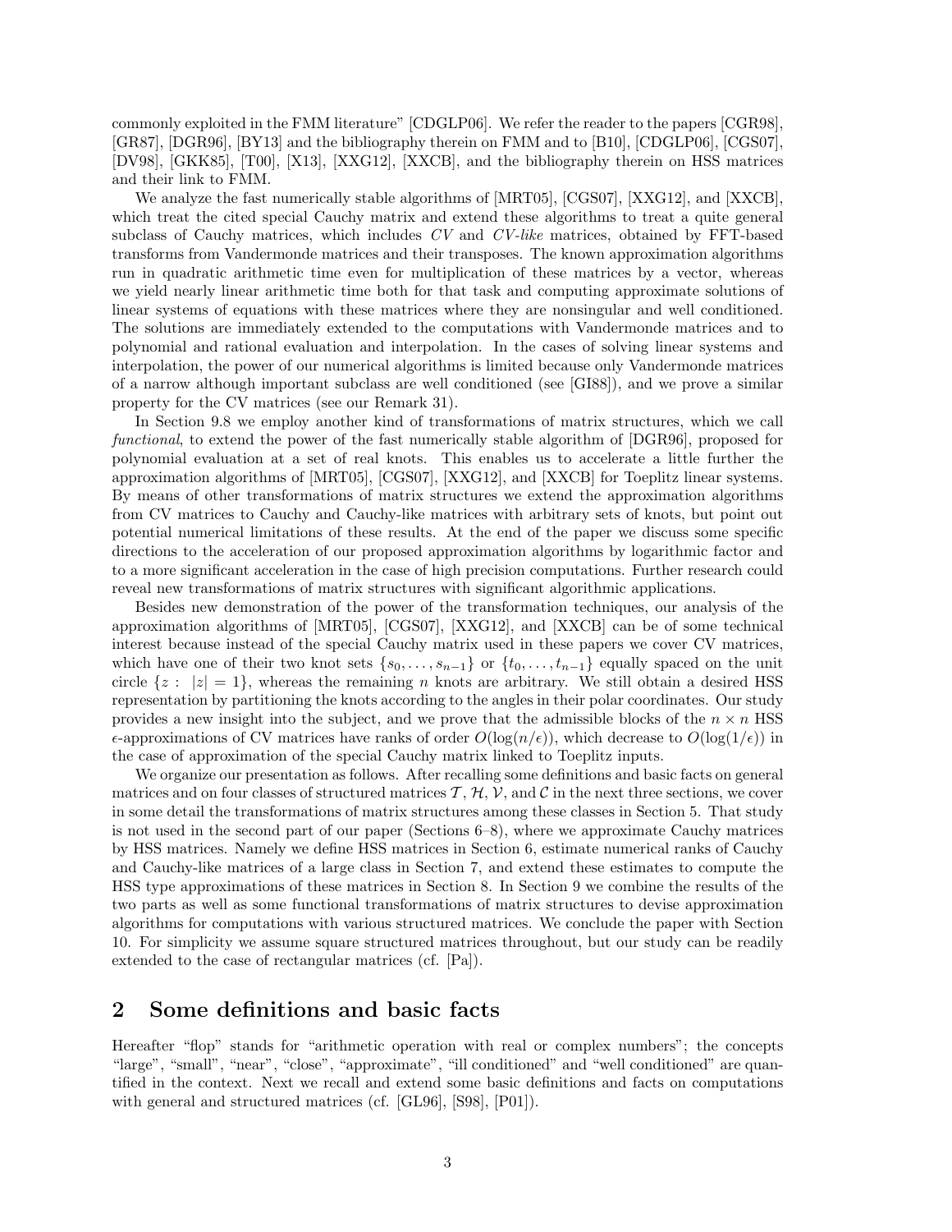commonly exploited in the FMM literature" [CDGLP06]. We refer the reader to the papers [CGR98], [GR87], [DGR96], [BY13] and the bibliography therein on FMM and to [B10], [CDGLP06], [CGS07], [DV98], [GKK85], [T00], [X13], [XXG12], [XXCB], and the bibliography therein on HSS matrices and their link to FMM.

We analyze the fast numerically stable algorithms of [MRT05], [CGS07], [XXG12], and [XXCB], which treat the cited special Cauchy matrix and extend these algorithms to treat a quite general subclass of Cauchy matrices, which includes *CV* and *CV-like* matrices, obtained by FFT-based transforms from Vandermonde matrices and their transposes. The known approximation algorithms run in quadratic arithmetic time even for multiplication of these matrices by a vector, whereas we yield nearly linear arithmetic time both for that task and computing approximate solutions of linear systems of equations with these matrices where they are nonsingular and well conditioned. The solutions are immediately extended to the computations with Vandermonde matrices and to polynomial and rational evaluation and interpolation. In the cases of solving linear systems and interpolation, the power of our numerical algorithms is limited because only Vandermonde matrices of a narrow although important subclass are well conditioned (see [GI88]), and we prove a similar property for the CV matrices (see our Remark 31).

In Section 9.8 we employ another kind of transformations of matrix structures, which we call *functional*, to extend the power of the fast numerically stable algorithm of [DGR96], proposed for polynomial evaluation at a set of real knots. This enables us to accelerate a little further the approximation algorithms of [MRT05], [CGS07], [XXG12], and [XXCB] for Toeplitz linear systems. By means of other transformations of matrix structures we extend the approximation algorithms from CV matrices to Cauchy and Cauchy-like matrices with arbitrary sets of knots, but point out potential numerical limitations of these results. At the end of the paper we discuss some specific directions to the acceleration of our proposed approximation algorithms by logarithmic factor and to a more significant acceleration in the case of high precision computations. Further research could reveal new transformations of matrix structures with significant algorithmic applications.

Besides new demonstration of the power of the transformation techniques, our analysis of the approximation algorithms of [MRT05], [CGS07], [XXG12], and [XXCB] can be of some technical interest because instead of the special Cauchy matrix used in these papers we cover CV matrices, which have one of their two knot sets $\{s_0, \ldots, s_{n-1}\}$ or $\{t_0, \ldots, t_{n-1}\}$ equally spaced on the unit circle $\{z : \ |z| = 1\}$, whereas the remaining $n$ knots are arbitrary. We still obtain a desired HSS representation by partitioning the knots according to the angles in their polar coordinates. Our study provides a new insight into the subject, and we prove that the admissible blocks of the $n \times n$ HSS $\epsilon$-approximations of CV matrices have ranks of order $O(\log(n/\epsilon))$, which decrease to $O(\log(1/\epsilon))$ in the case of approximation of the special Cauchy matrix linked to Toeplitz inputs.

We organize our presentation as follows. After recalling some definitions and basic facts on general matrices and on four classes of structured matrices $\mathcal{T}$, $\mathcal{H}$, $\mathcal{V}$, and $\mathcal{C}$ in the next three sections, we cover in some detail the transformations of matrix structures among these classes in Section 5. That study is not used in the second part of our paper (Sections 6–8), where we approximate Cauchy matrices by HSS matrices. Namely we define HSS matrices in Section 6, estimate numerical ranks of Cauchy and Cauchy-like matrices of a large class in Section 7, and extend these estimates to compute the HSS type approximations of these matrices in Section 8. In Section 9 we combine the results of the two parts as well as some functional transformations of matrix structures to devise approximation algorithms for computations with various structured matrices. We conclude the paper with Section 10. For simplicity we assume square structured matrices throughout, but our study can be readily extended to the case of rectangular matrices (cf. [Pa]).

## 2 Some definitions and basic facts

Hereafter "flop" stands for "arithmetic operation with real or complex numbers"; the concepts "large", "small", "near", "close", "approximate", "ill conditioned" and "well conditioned" are quantified in the context. Next we recall and extend some basic definitions and facts on computations with general and structured matrices (cf. [GL96], [S98], [P01]).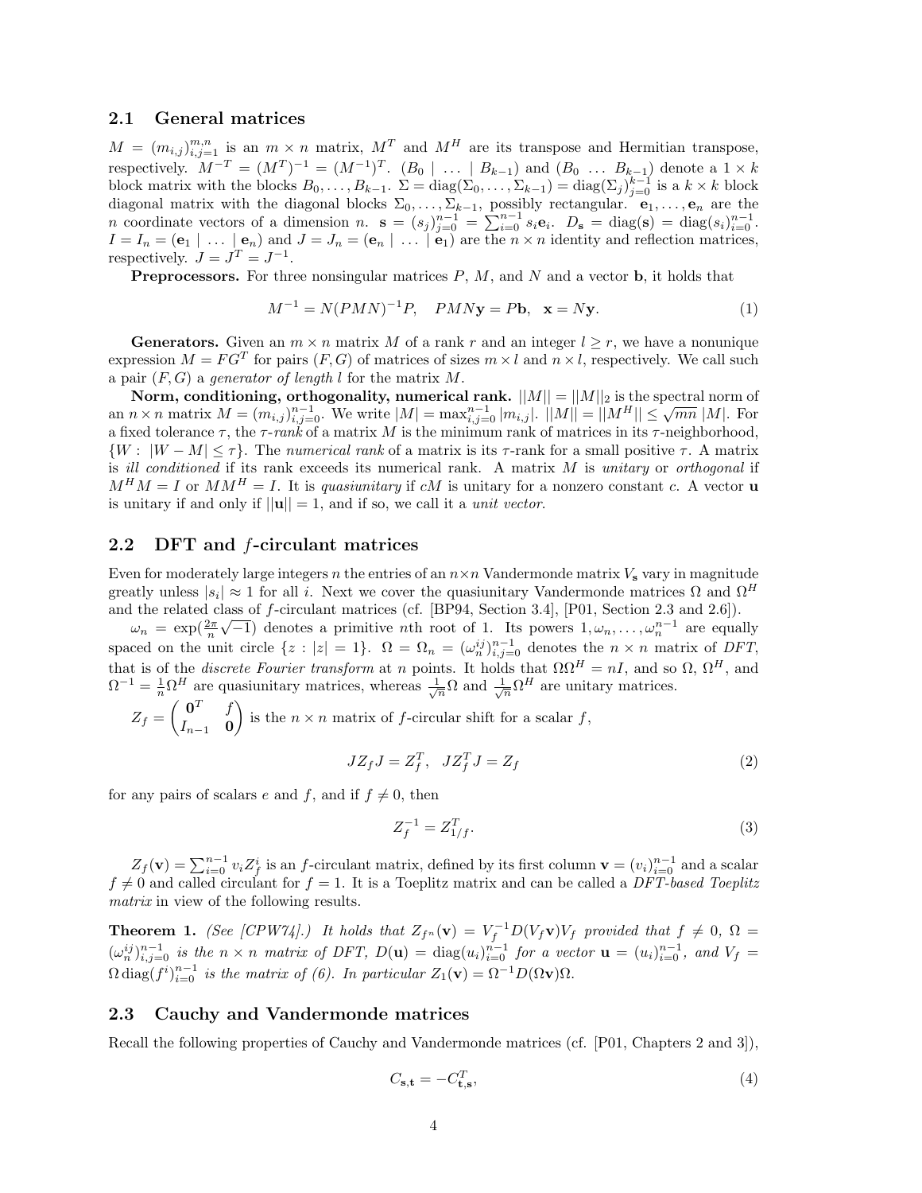## 2.1 General matrices

$M = (m_{i,j})_{i,j=1}^{m,n}$ is an $m \times n$ matrix, $M^T$ and $M^H$ are its transpose and Hermitian transpose, respectively. $M^{-T} = (M^T)^{-1} = (M^{-1})^T$. $(B_0 \mid \ldots \mid B_{k-1})$ and $(B_0 \ \ldots \ B_{k-1})$ denote a $1 \times k$ block matrix with the blocks $B_0, \ldots, B_{k-1}$. $\Sigma = \operatorname{diag}(\Sigma_0, \ldots, \Sigma_{k-1}) = \operatorname{diag}(\Sigma_j)_{j=0}^{k-1}$ is a $k \times k$ block diagonal matrix with the diagonal blocks $\Sigma_0, \ldots, \Sigma_{k-1}$, possibly rectangular. $\mathbf{e}_1, \ldots, \mathbf{e}_n$ are the $n$ coordinate vectors of a dimension $n$. $\mathbf{s} = (s_j)_{j=0}^{n-1} = \sum_{i=0}^{n-1} s_i \mathbf{e}_i$. $D_\mathbf{s} = \operatorname{diag}(\mathbf{s}) = \operatorname{diag}(s_i)_{i=0}^{n-1}$. $I = I_n = (\mathbf{e}_1 \mid \ldots \mid \mathbf{e}_n)$ and $J = J_n = (\mathbf{e}_n \mid \ldots \mid \mathbf{e}_1)$ are the $n \times n$ identity and reflection matrices, respectively. $J = J^T = J^{-1}$.

**Preprocessors.** For three nonsingular matrices $P$, $M$, and $N$ and a vector $\mathbf{b}$, it holds that

$$M^{-1} = N(PMN)^{-1}P, \quad PMN\mathbf{y} = P\mathbf{b}, \quad \mathbf{x} = N\mathbf{y}. \tag{1}$$

**Generators.** Given an $m \times n$ matrix $M$ of a rank $r$ and an integer $l \geq r$, we have a nonunique expression $M = FG^T$ for pairs $(F, G)$ of matrices of sizes $m \times l$ and $n \times l$, respectively. We call such a pair $(F, G)$ a *generator of length* $l$ for the matrix $M$.

**Norm, conditioning, orthogonality, numerical rank.** $||M|| = ||M||_2$ is the spectral norm of an $n \times n$ matrix $M = (m_{i,j})_{i,j=0}^{n-1}$. We write $|M| = \max_{i,j=0}^{n-1} |m_{i,j}|$. $||M|| = ||M^H|| \leq \sqrt{mn}\, |M|$. For a fixed tolerance $\tau$, the $\tau$*-rank* of a matrix $M$ is the minimum rank of matrices in its $\tau$-neighborhood, $\{W : \ |W - M| \leq \tau\}$. The *numerical rank* of a matrix is its $\tau$-rank for a small positive $\tau$. A matrix is *ill conditioned* if its rank exceeds its numerical rank. A matrix $M$ is *unitary* or *orthogonal* if $M^H M = I$ or $MM^H = I$. It is *quasiunitary* if $cM$ is unitary for a nonzero constant $c$. A vector $\mathbf{u}$ is unitary if and only if $||\mathbf{u}|| = 1$, and if so, we call it a *unit vector*.

## 2.2 DFT and $f$-circulant matrices

Even for moderately large integers $n$ the entries of an $n \times n$ Vandermonde matrix $V_\mathbf{s}$ vary in magnitude greatly unless $|s_i| \approx 1$ for all $i$. Next we cover the quasiunitary Vandermonde matrices $\Omega$ and $\Omega^H$ and the related class of $f$-circulant matrices (cf. [BP94, Section 3.4], [P01, Section 2.3 and 2.6]).

$\omega_n = \exp(\frac{2\pi}{n}\sqrt{-1})$ denotes a primitive $n$th root of 1. Its powers $1, \omega_n, \ldots, \omega_n^{n-1}$ are equally spaced on the unit circle $\{z : |z| = 1\}$. $\Omega = \Omega_n = (\omega_n^{ij})_{i,j=0}^{n-1}$ denotes the $n \times n$ matrix of $DFT$, that is of the *discrete Fourier transform* at $n$ points. It holds that $\Omega\Omega^H = nI$, and so $\Omega$, $\Omega^H$, and $\Omega^{-1} = \frac{1}{n}\Omega^H$ are quasiunitary matrices, whereas $\frac{1}{\sqrt{n}}\Omega$ and $\frac{1}{\sqrt{n}}\Omega^H$ are unitary matrices.

$Z_f = \begin{pmatrix} \mathbf{0}^T & f \\ I_{n-1} & \mathbf{0} \end{pmatrix}$ is the $n \times n$ matrix of $f$-circular shift for a scalar $f$,

$$JZ_fJ = Z_f^T, \quad JZ_f^TJ = Z_f \tag{2}$$

for any pairs of scalars $e$ and $f$, and if $f \neq 0$, then

$$Z_f^{-1} = Z_{1/f}^T. \tag{3}$$

$Z_f(\mathbf{v}) = \sum_{i=0}^{n-1} v_i Z_f^i$ is an $f$-circulant matrix, defined by its first column $\mathbf{v} = (v_i)_{i=0}^{n-1}$ and a scalar $f \neq 0$ and called circulant for $f = 1$. It is a Toeplitz matrix and can be called a *DFT-based Toeplitz matrix* in view of the following results.

**Theorem 1.** *(See [CPW74].) It holds that $Z_{f^n}(\mathbf{v}) = V_f^{-1} D(V_f \mathbf{v}) V_f$ provided that $f \neq 0$, $\Omega = (\omega_n^{ij})_{i,j=0}^{n-1}$ is the $n \times n$ matrix of DFT, $D(\mathbf{u}) = \operatorname{diag}(u_i)_{i=0}^{n-1}$ for a vector $\mathbf{u} = (u_i)_{i=0}^{n-1}$, and $V_f = \Omega \operatorname{diag}(f^i)_{i=0}^{n-1}$ is the matrix of (6). In particular $Z_1(\mathbf{v}) = \Omega^{-1} D(\Omega\mathbf{v})\Omega$.*

## 2.3 Cauchy and Vandermonde matrices

Recall the following properties of Cauchy and Vandermonde matrices (cf. [P01, Chapters 2 and 3]),

$$C_{\mathbf{s},\mathbf{t}} = -C_{\mathbf{t},\mathbf{s}}^T, \tag{4}$$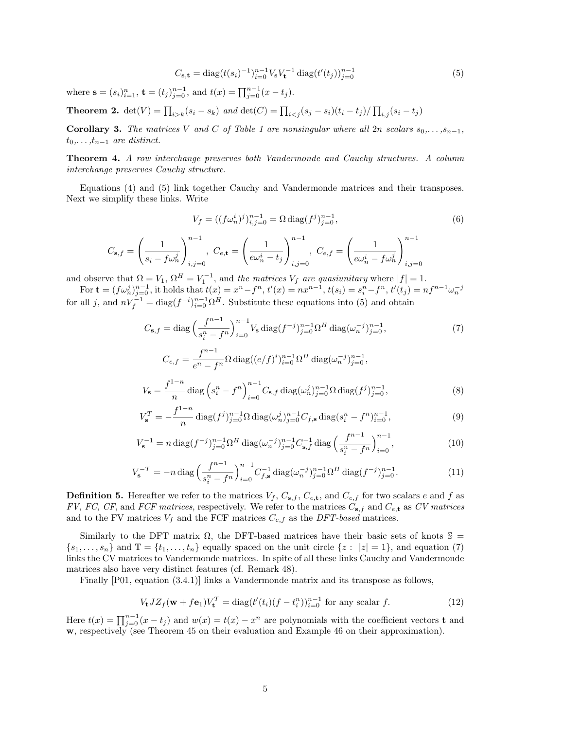$$C_{\mathbf{s},\mathbf{t}} = \operatorname{diag}(t(s_i)^{-1})_{i=0}^{n-1} V_{\mathbf{s}} V_{\mathbf{t}}^{-1} \operatorname{diag}(t'(t_j))_{j=0}^{n-1} \tag{5}$$

where $\mathbf{s} = (s_i)_{i=1}^{n}$, $\mathbf{t} = (t_j)_{j=0}^{n-1}$, and $t(x) = \prod_{j=0}^{n-1}(x - t_j)$.

**Theorem 2.** $\det(V) = \prod_{i>k}(s_i - s_k)$ *and* $\det(C) = \prod_{i<j}(s_j - s_i)(t_i - t_j)/\prod_{i,j}(s_i - t_j)$

**Corollary 3.** *The matrices $V$ and $C$ of Table 1 are nonsingular where all $2n$ scalars $s_0,\dots,s_{n-1}$, $t_0,\dots,t_{n-1}$ are distinct.*

**Theorem 4.** *A row interchange preserves both Vandermonde and Cauchy structures. A column interchange preserves Cauchy structure.*

Equations (4) and (5) link together Cauchy and Vandermonde matrices and their transposes. Next we simplify these links. Write

$$V_f = ((f\omega_n^i)^j)_{i,j=0}^{n-1} = \Omega \operatorname{diag}(f^j)_{j=0}^{n-1}, \tag{6}$$

$$C_{\mathbf{s},f} = \left(\frac{1}{s_i - f\omega_n^j}\right)_{i,j=0}^{n-1},\ C_{e,\mathbf{t}} = \left(\frac{1}{e\omega_n^i - t_j}\right)_{i,j=0}^{n-1},\ C_{e,f} = \left(\frac{1}{e\omega_n^i - f\omega_n^j}\right)_{i,j=0}^{n-1}$$

and observe that $\Omega = V_1$, $\Omega^H = V_1^{-1}$, and *the matrices $V_f$ are quasiunitary* where $|f| = 1$.

For $\mathbf{t} = (f\omega_n^j)_{j=0}^{n-1}$, it holds that $t(x) = x^n - f^n$, $t'(x) = nx^{n-1}$, $t(s_i) = s_i^n - f^n$, $t'(t_j) = nf^{n-1}\omega_n^{-j}$ for all $j$, and $nV_f^{-1} = \operatorname{diag}(f^{-i})_{i=0}^{n-1}\Omega^H$. Substitute these equations into (5) and obtain

$$C_{\mathbf{s},f} = \operatorname{diag}\left(\frac{f^{n-1}}{s_i^n - f^n}\right)_{i=0}^{n-1} V_{\mathbf{s}} \operatorname{diag}(f^{-j})_{j=0}^{n-1}\Omega^H \operatorname{diag}(\omega_n^{-j})_{j=0}^{n-1}, \tag{7}$$

$$C_{e,f} = \frac{f^{n-1}}{e^n - f^n}\Omega \operatorname{diag}((e/f)^i)_{i=0}^{n-1}\Omega^H \operatorname{diag}(\omega_n^{-j})_{j=0}^{n-1},$$

$$V_{\mathbf{s}} = \frac{f^{1-n}}{n}\operatorname{diag}\left(s_i^n - f^n\right)_{i=0}^{n-1} C_{\mathbf{s},f} \operatorname{diag}(\omega_n^j)_{j=0}^{n-1}\Omega \operatorname{diag}(f^j)_{j=0}^{n-1}, \tag{8}$$

$$V_{\mathbf{s}}^T = -\frac{f^{1-n}}{n}\operatorname{diag}(f^j)_{j=0}^{n-1}\Omega \operatorname{diag}(\omega_n^j)_{j=0}^{n-1} C_{f,\mathbf{s}} \operatorname{diag}(s_i^n - f^n)_{i=0}^{n-1}, \tag{9}$$

$$V_{\mathbf{s}}^{-1} = n \operatorname{diag}(f^{-j})_{j=0}^{n-1}\Omega^H \operatorname{diag}(\omega_n^{-j})_{j=0}^{n-1} C_{\mathbf{s},f}^{-1} \operatorname{diag}\left(\frac{f^{n-1}}{s_i^n - f^n}\right)_{i=0}^{n-1}, \tag{10}$$

$$V_{\mathbf{s}}^{-T} = -n \operatorname{diag}\left(\frac{f^{n-1}}{s_i^n - f^n}\right)_{i=0}^{n-1} C_{f,\mathbf{s}}^{-1} \operatorname{diag}(\omega_n^{-j})_{j=0}^{n-1}\Omega^H \operatorname{diag}(f^{-j})_{j=0}^{n-1}. \tag{11}$$

**Definition 5.** Hereafter we refer to the matrices $V_f$, $C_{\mathbf{s},f}$, $C_{e,\mathbf{t}}$, and $C_{e,f}$ for two scalars $e$ and $f$ as *FV, FC, CF*, and *FCF matrices*, respectively. We refer to the matrices $C_{\mathbf{s},f}$ and $C_{e,\mathbf{t}}$ as *CV matrices* and to the FV matrices $V_f$ and the FCF matrices $C_{e,f}$ as the *DFT-based* matrices.

Similarly to the DFT matrix $\Omega$, the DFT-based matrices have their basic sets of knots $\mathbb{S} = \{s_1,\dots,s_n\}$ and $\mathbb{T} = \{t_1,\dots,t_n\}$ equally spaced on the unit circle $\{z:\ |z| = 1\}$, and equation (7) links the CV matrices to Vandermonde matrices. In spite of all these links Cauchy and Vandermonde matrices also have very distinct features (cf. Remark 48).

Finally [P01, equation (3.4.1)] links a Vandermonde matrix and its transpose as follows,

$$V_{\mathbf{t}} J Z_f(\mathbf{w} + f\mathbf{e}_1) V_{\mathbf{t}}^T = \operatorname{diag}(t'(t_i)(f - t_i^n))_{i=0}^{n-1} \text{ for any scalar } f. \tag{12}$$

Here $t(x) = \prod_{j=0}^{n-1}(x - t_j)$ and $w(x) = t(x) - x^n$ are polynomials with the coefficient vectors $\mathbf{t}$ and $\mathbf{w}$, respectively (see Theorem 45 on their evaluation and Example 46 on their approximation).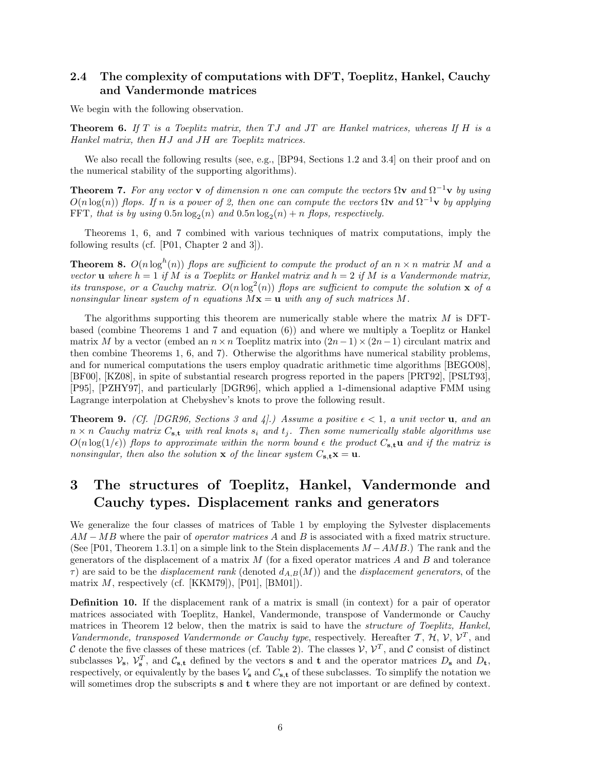### 2.4 The complexity of computations with DFT, Toeplitz, Hankel, Cauchy and Vandermonde matrices

We begin with the following observation.

**Theorem 6.** *If $T$ is a Toeplitz matrix, then $TJ$ and $JT$ are Hankel matrices, whereas If $H$ is a Hankel matrix, then $HJ$ and $JH$ are Toeplitz matrices.*

We also recall the following results (see, e.g., [BP94, Sections 1.2 and 3.4] on their proof and on the numerical stability of the supporting algorithms).

**Theorem 7.** *For any vector $\mathbf{v}$ of dimension $n$ one can compute the vectors $\Omega\mathbf{v}$ and $\Omega^{-1}\mathbf{v}$ by using $O(n\log(n))$ flops. If $n$ is a power of 2, then one can compute the vectors $\Omega\mathbf{v}$ and $\Omega^{-1}\mathbf{v}$ by applying* FFT*, that is by using $0.5n\log_2(n)$ and $0.5n\log_2(n)+n$ flops, respectively.*

Theorems 1, 6, and 7 combined with various techniques of matrix computations, imply the following results (cf. [P01, Chapter 2 and 3]).

**Theorem 8.** *$O(n\log^h(n))$ flops are sufficient to compute the product of an $n\times n$ matrix $M$ and a vector $\mathbf{u}$ where $h=1$ if $M$ is a Toeplitz or Hankel matrix and $h=2$ if $M$ is a Vandermonde matrix, its transpose, or a Cauchy matrix. $O(n\log^2(n))$ flops are sufficient to compute the solution $\mathbf{x}$ of a nonsingular linear system of $n$ equations $M\mathbf{x}=\mathbf{u}$ with any of such matrices $M$.*

The algorithms supporting this theorem are numerically stable where the matrix $M$ is DFT-based (combine Theorems 1 and 7 and equation (6)) and where we multiply a Toeplitz or Hankel matrix $M$ by a vector (embed an $n\times n$ Toeplitz matrix into $(2n-1)\times(2n-1)$ circulant matrix and then combine Theorems 1, 6, and 7). Otherwise the algorithms have numerical stability problems, and for numerical computations the users employ quadratic arithmetic time algorithms [BEGO08], [BF00], [KZ08], in spite of substantial research progress reported in the papers [PRT92], [PSLT93], [P95], [PZHY97], and particularly [DGR96], which applied a 1-dimensional adaptive FMM using Lagrange interpolation at Chebyshev's knots to prove the following result.

**Theorem 9.** *(Cf. [DGR96, Sections 3 and 4].) Assume a positive $\epsilon<1$, a unit vector $\mathbf{u}$, and an $n\times n$ Cauchy matrix $C_{\mathbf{s},\mathbf{t}}$ with real knots $s_i$ and $t_j$. Then some numerically stable algorithms use $O(n\log(1/\epsilon))$ flops to approximate within the norm bound $\epsilon$ the product $C_{\mathbf{s},\mathbf{t}}\mathbf{u}$ and if the matrix is nonsingular, then also the solution $\mathbf{x}$ of the linear system $C_{\mathbf{s},\mathbf{t}}\mathbf{x}=\mathbf{u}$.*

# 3 The structures of Toeplitz, Hankel, Vandermonde and Cauchy types. Displacement ranks and generators

We generalize the four classes of matrices of Table 1 by employing the Sylvester displacements $AM-MB$ where the pair of *operator matrices* $A$ and $B$ is associated with a fixed matrix structure. (See [P01, Theorem 1.3.1] on a simple link to the Stein displacements $M-AMB$.) The rank and the generators of the displacement of a matrix $M$ (for a fixed operator matrices $A$ and $B$ and tolerance $\tau$) are said to be the *displacement rank* (denoted $d_{A,B}(M)$) and the *displacement generators*, of the matrix $M$, respectively (cf. [KKM79]), [P01], [BM01]).

**Definition 10.** If the displacement rank of a matrix is small (in context) for a pair of operator matrices associated with Toeplitz, Hankel, Vandermonde, transpose of Vandermonde or Cauchy matrices in Theorem 12 below, then the matrix is said to have the *structure of Toeplitz, Hankel, Vandermonde, transposed Vandermonde or Cauchy type*, respectively. Hereafter $\mathcal{T}$, $\mathcal{H}$, $\mathcal{V}$, $\mathcal{V}^T$, and $\mathcal{C}$ denote the five classes of these matrices (cf. Table 2). The classes $\mathcal{V}$, $\mathcal{V}^T$, and $\mathcal{C}$ consist of distinct subclasses $\mathcal{V}_{\mathbf{s}}$, $\mathcal{V}_{\mathbf{s}}^T$, and $\mathcal{C}_{\mathbf{s},\mathbf{t}}$ defined by the vectors $\mathbf{s}$ and $\mathbf{t}$ and the operator matrices $D_{\mathbf{s}}$ and $D_{\mathbf{t}}$, respectively, or equivalently by the bases $V_{\mathbf{s}}$ and $C_{\mathbf{s},\mathbf{t}}$ of these subclasses. To simplify the notation we will sometimes drop the subscripts $\mathbf{s}$ and $\mathbf{t}$ where they are not important or are defined by context.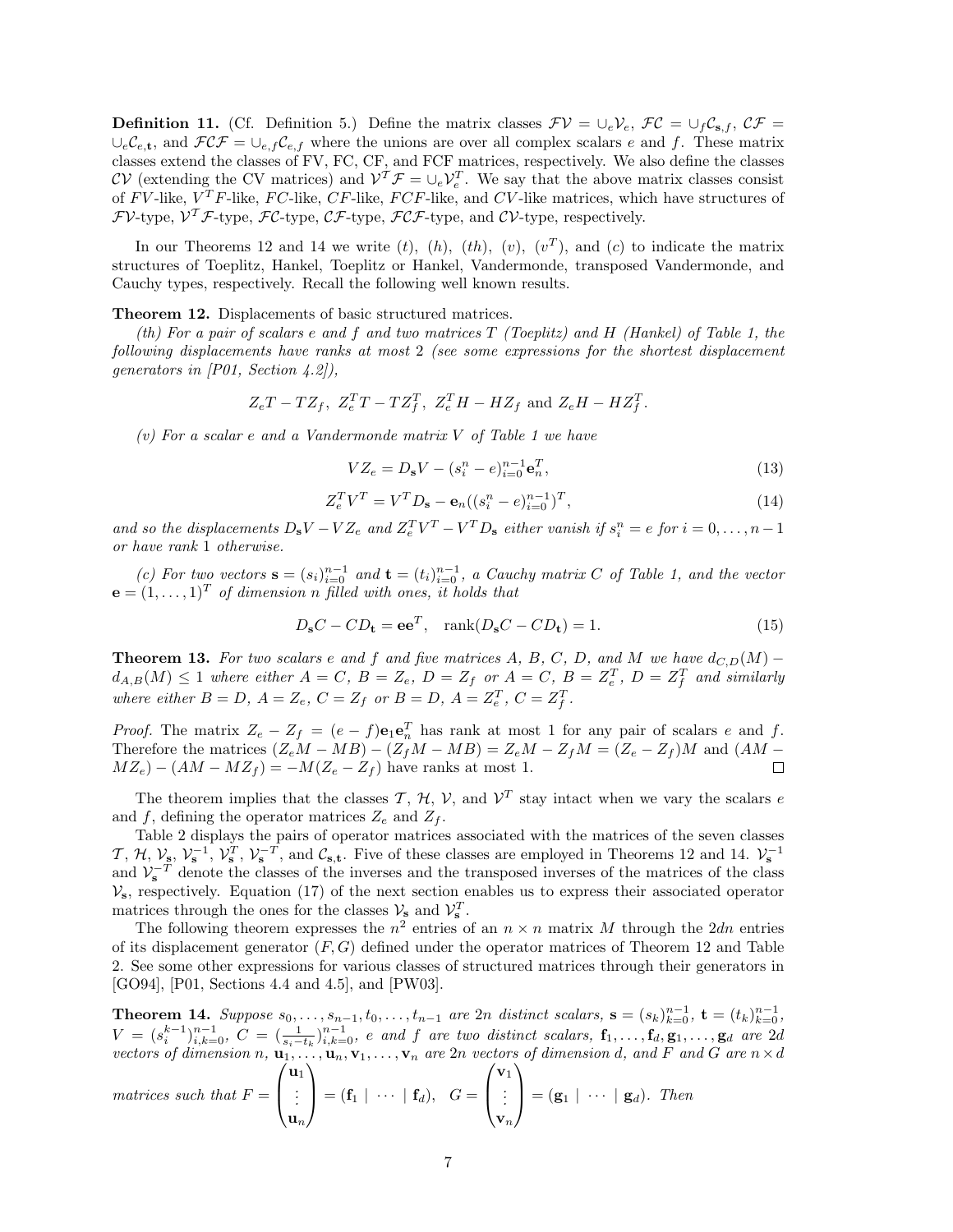**Definition 11.** (Cf. Definition 5.) Define the matrix classes $\mathcal{FV} = \cup_e \mathcal{V}_e$, $\mathcal{FC} = \cup_f \mathcal{C}_{\mathbf{s},f}$, $\mathcal{CF} = \cup_e \mathcal{C}_{e,\mathbf{t}}$, and $\mathcal{FCF} = \cup_{e,f} \mathcal{C}_{e,f}$ where the unions are over all complex scalars $e$ and $f$. These matrix classes extend the classes of FV, FC, CF, and FCF matrices, respectively. We also define the classes $\mathcal{CV}$ (extending the CV matrices) and $\mathcal{V}^T\mathcal{F} = \cup_e \mathcal{V}_e^T$. We say that the above matrix classes consist of *FV*-like, *$V^TF$*-like, *FC*-like, *CF*-like, *FCF*-like, and *CV*-like matrices, which have structures of $\mathcal{FV}$-type, $\mathcal{V}^T\mathcal{F}$-type, $\mathcal{FC}$-type, $\mathcal{CF}$-type, $\mathcal{FCF}$-type, and $\mathcal{CV}$-type, respectively.

In our Theorems 12 and 14 we write $(t)$, $(h)$, $(th)$, $(v)$, $(v^T)$, and $(c)$ to indicate the matrix structures of Toeplitz, Hankel, Toeplitz or Hankel, Vandermonde, transposed Vandermonde, and Cauchy types, respectively. Recall the following well known results.

**Theorem 12.** Displacements of basic structured matrices.

*(th) For a pair of scalars $e$ and $f$ and two matrices $T$ (Toeplitz) and $H$ (Hankel) of Table 1, the following displacements have ranks at most 2 (see some expressions for the shortest displacement generators in [P01, Section 4.2]),*

$$Z_eT - TZ_f,\ Z_e^TT - TZ_f^T,\ Z_e^TH - HZ_f \text{ and } Z_eH - HZ_f^T.$$

*(v) For a scalar $e$ and a Vandermonde matrix $V$ of Table 1 we have*

$$VZ_e = D_{\mathbf{s}}V - (s_i^n - e)_{i=0}^{n-1}\mathbf{e}_n^T, \tag{13}$$

$$Z_e^TV^T = V^TD_{\mathbf{s}} - \mathbf{e}_n((s_i^n - e)_{i=0}^{n-1})^T, \tag{14}$$

*and so the displacements $D_{\mathbf{s}}V - VZ_e$ and $Z_e^TV^T - V^TD_{\mathbf{s}}$ either vanish if $s_i^n = e$ for $i = 0, \dots, n-1$ or have rank 1 otherwise.*

*(c) For two vectors $\mathbf{s} = (s_i)_{i=0}^{n-1}$ and $\mathbf{t} = (t_i)_{i=0}^{n-1}$, a Cauchy matrix $C$ of Table 1, and the vector $\mathbf{e} = (1, \dots, 1)^T$ of dimension $n$ filled with ones, it holds that*

$$D_{\mathbf{s}}C - CD_{\mathbf{t}} = \mathbf{e}\mathbf{e}^T, \quad \text{rank}(D_{\mathbf{s}}C - CD_{\mathbf{t}}) = 1. \tag{15}$$

**Theorem 13.** *For two scalars $e$ and $f$ and five matrices $A$, $B$, $C$, $D$, and $M$ we have $d_{C,D}(M) - d_{A,B}(M) \le 1$ where either $A = C$, $B = Z_e$, $D = Z_f$ or $A = C$, $B = Z_e^T$, $D = Z_f^T$ and similarly where either $B = D$, $A = Z_e$, $C = Z_f$ or $B = D$, $A = Z_e^T$, $C = Z_f^T$.*

*Proof.* The matrix $Z_e - Z_f = (e - f)\mathbf{e}_1\mathbf{e}_n^T$ has rank at most 1 for any pair of scalars $e$ and $f$. Therefore the matrices $(Z_eM - MB) - (Z_fM - MB) = Z_eM - Z_fM = (Z_e - Z_f)M$ and $(AM - MZ_e) - (AM - MZ_f) = -M(Z_e - Z_f)$ have ranks at most 1. $\square$

The theorem implies that the classes $\mathcal{T}$, $\mathcal{H}$, $\mathcal{V}$, and $\mathcal{V}^T$ stay intact when we vary the scalars $e$ and $f$, defining the operator matrices $Z_e$ and $Z_f$.

Table 2 displays the pairs of operator matrices associated with the matrices of the seven classes $\mathcal{T}$, $\mathcal{H}$, $\mathcal{V}_{\mathbf{s}}$, $\mathcal{V}_{\mathbf{s}}^{-1}$, $\mathcal{V}_{\mathbf{s}}^T$, $\mathcal{V}_{\mathbf{s}}^{-T}$, and $\mathcal{C}_{\mathbf{s},\mathbf{t}}$. Five of these classes are employed in Theorems 12 and 14. $\mathcal{V}_{\mathbf{s}}^{-1}$ and $\mathcal{V}_{\mathbf{s}}^{-T}$ denote the classes of the inverses and the transposed inverses of the matrices of the class $\mathcal{V}_{\mathbf{s}}$, respectively. Equation (17) of the next section enables us to express their associated operator matrices through the ones for the classes $\mathcal{V}_{\mathbf{s}}$ and $\mathcal{V}_{\mathbf{s}}^T$.

The following theorem expresses the $n^2$ entries of an $n \times n$ matrix $M$ through the $2dn$ entries of its displacement generator $(F, G)$ defined under the operator matrices of Theorem 12 and Table 2. See some other expressions for various classes of structured matrices through their generators in [GO94], [P01, Sections 4.4 and 4.5], and [PW03].

**Theorem 14.** *Suppose $s_0, \dots, s_{n-1}, t_0, \dots, t_{n-1}$ are $2n$ distinct scalars, $\mathbf{s} = (s_k)_{k=0}^{n-1}$, $\mathbf{t} = (t_k)_{k=0}^{n-1}$, $V = (s_i^{k-1})_{i,k=0}^{n-1}$, $C = (\frac{1}{s_i - t_k})_{i,k=0}^{n-1}$, $e$ and $f$ are two distinct scalars, $\mathbf{f}_1, \dots, \mathbf{f}_d, \mathbf{g}_1, \dots, \mathbf{g}_d$ are $2d$ vectors of dimension $n$, $\mathbf{u}_1, \dots, \mathbf{u}_n, \mathbf{v}_1, \dots, \mathbf{v}_n$ are $2n$ vectors of dimension $d$, and $F$ and $G$ are $n \times d$ matrices such that $F = \begin{pmatrix} \mathbf{u}_1 \\ \vdots \\ \mathbf{u}_n \end{pmatrix} = (\mathbf{f}_1 \mid \cdots \mid \mathbf{f}_d)$, $G = \begin{pmatrix} \mathbf{v}_1 \\ \vdots \\ \mathbf{v}_n \end{pmatrix} = (\mathbf{g}_1 \mid \cdots \mid \mathbf{g}_d)$. Then*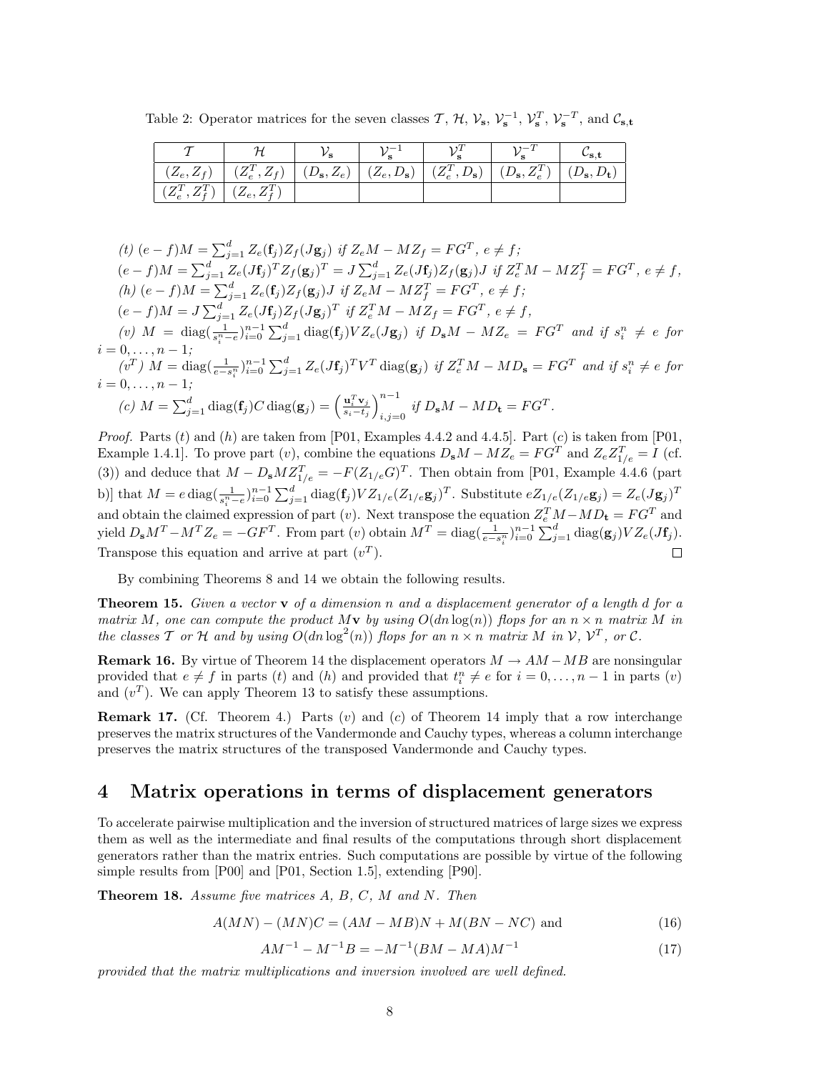Table 2: Operator matrices for the seven classes $\mathcal{T}$, $\mathcal{H}$, $\mathcal{V}_{\mathbf{s}}$, $\mathcal{V}_{\mathbf{s}}^{-1}$, $\mathcal{V}_{\mathbf{s}}^{T}$, $\mathcal{V}_{\mathbf{s}}^{-T}$, and $\mathcal{C}_{\mathbf{s},\mathbf{t}}$

| $\mathcal{T}$ | $\mathcal{H}$ | $\mathcal{V}_{\mathbf{s}}$ | $\mathcal{V}_{\mathbf{s}}^{-1}$ | $\mathcal{V}_{\mathbf{s}}^{T}$ | $\mathcal{V}_{\mathbf{s}}^{-T}$ | $\mathcal{C}_{\mathbf{s},\mathbf{t}}$ |
|---|---|---|---|---|---|---|
| $(Z_e, Z_f)$ | $(Z_e^T, Z_f)$ | $(D_{\mathbf{s}}, Z_e)$ | $(Z_e, D_{\mathbf{s}})$ | $(Z_e^T, D_{\mathbf{s}})$ | $(D_{\mathbf{s}}, Z_e^T)$ | $(D_{\mathbf{s}}, D_{\mathbf{t}})$ |
| $(Z_e^T, Z_f^T)$ | $(Z_e, Z_f^T)$ | | | | | |

*(t)* $(e-f)M = \sum_{j=1}^{d} Z_e(\mathbf{f}_j)Z_f(J\mathbf{g}_j)$ *if* $Z_eM - MZ_f = FG^T$, $e \neq f$;
$(e-f)M = \sum_{j=1}^{d} Z_e(J\mathbf{f}_j)^T Z_f(\mathbf{g}_j)^T = J\sum_{j=1}^{d} Z_e(J\mathbf{f}_j)Z_f(\mathbf{g}_j)J$ *if* $Z_e^TM - MZ_f^T = FG^T$, $e \neq f$,

*(h)* $(e-f)M = \sum_{j=1}^{d} Z_e(\mathbf{f}_j)Z_f(\mathbf{g}_j)J$ *if* $Z_eM - MZ_f^T = FG^T$, $e \neq f$;
$(e-f)M = J\sum_{j=1}^{d} Z_e(J\mathbf{f}_j)Z_f(J\mathbf{g}_j)^T$ *if* $Z_e^TM - MZ_f = FG^T$, $e \neq f$,

*(v)* $M = \operatorname{diag}(\frac{1}{s_i^n - e})_{i=0}^{n-1} \sum_{j=1}^{d} \operatorname{diag}(\mathbf{f}_j)VZ_e(J\mathbf{g}_j)$ *if* $D_{\mathbf{s}}M - MZ_e = FG^T$ *and if* $s_i^n \neq e$ *for* $i = 0, \ldots, n-1$;

*($v^T$)* $M = \operatorname{diag}(\frac{1}{e - s_i^n})_{i=0}^{n-1} \sum_{j=1}^{d} Z_e(J\mathbf{f}_j)^T V^T \operatorname{diag}(\mathbf{g}_j)$ *if* $Z_e^TM - MD_{\mathbf{s}} = FG^T$ *and if* $s_i^n \neq e$ *for* $i = 0, \ldots, n-1$;

*(c)* $M = \sum_{j=1}^{d} \operatorname{diag}(\mathbf{f}_j)C\operatorname{diag}(\mathbf{g}_j) = \left(\frac{\mathbf{u}_i^T\mathbf{v}_j}{s_i - t_j}\right)_{i,j=0}^{n-1}$ *if* $D_{\mathbf{s}}M - MD_{\mathbf{t}} = FG^T$.

*Proof.* Parts $(t)$ and $(h)$ are taken from [P01, Examples 4.4.2 and 4.4.5]. Part $(c)$ is taken from [P01, Example 1.4.1]. To prove part $(v)$, combine the equations $D_{\mathbf{s}}M - MZ_e = FG^T$ and $Z_eZ_{1/e}^T = I$ (cf. (3)) and deduce that $M - D_{\mathbf{s}}MZ_{1/e}^T = -F(Z_{1/e}G)^T$. Then obtain from [P01, Example 4.4.6 (part b)] that $M = e\operatorname{diag}(\frac{1}{s_i^n - e})_{i=0}^{n-1}\sum_{j=1}^{d}\operatorname{diag}(\mathbf{f}_j)VZ_{1/e}(Z_{1/e}\mathbf{g}_j)^T$. Substitute $eZ_{1/e}(Z_{1/e}\mathbf{g}_j) = Z_e(J\mathbf{g}_j)^T$ and obtain the claimed expression of part $(v)$. Next transpose the equation $Z_e^TM - MD_{\mathbf{t}} = FG^T$ and yield $D_{\mathbf{s}}M^T - M^TZ_e = -GF^T$. From part $(v)$ obtain $M^T = \operatorname{diag}(\frac{1}{e - s_i^n})_{i=0}^{n-1}\sum_{j=1}^{d}\operatorname{diag}(\mathbf{g}_j)VZ_e(J\mathbf{f}_j)$. Transpose this equation and arrive at part $(v^T)$. □

By combining Theorems 8 and 14 we obtain the following results.

**Theorem 15.** *Given a vector* $\mathbf{v}$ *of a dimension* $n$ *and a displacement generator of a length* $d$ *for a matrix* $M$, *one can compute the product* $M\mathbf{v}$ *by using* $O(dn\log(n))$ *flops for an* $n \times n$ *matrix* $M$ *in the classes* $\mathcal{T}$ *or* $\mathcal{H}$ *and by using* $O(dn\log^2(n))$ *flops for an* $n \times n$ *matrix* $M$ *in* $\mathcal{V}$, $\mathcal{V}^T$, *or* $\mathcal{C}$.

**Remark 16.** By virtue of Theorem 14 the displacement operators $M \to AM - MB$ are nonsingular provided that $e \neq f$ in parts $(t)$ and $(h)$ and provided that $t_i^n \neq e$ for $i = 0, \ldots, n-1$ in parts $(v)$ and $(v^T)$. We can apply Theorem 13 to satisfy these assumptions.

**Remark 17.** (Cf. Theorem 4.) Parts $(v)$ and $(c)$ of Theorem 14 imply that a row interchange preserves the matrix structures of the Vandermonde and Cauchy types, whereas a column interchange preserves the matrix structures of the transposed Vandermonde and Cauchy types.

## 4 Matrix operations in terms of displacement generators

To accelerate pairwise multiplication and the inversion of structured matrices of large sizes we express them as well as the intermediate and final results of the computations through short displacement generators rather than the matrix entries. Such computations are possible by virtue of the following simple results from [P00] and [P01, Section 1.5], extending [P90].

**Theorem 18.** *Assume five matrices* $A$, $B$, $C$, $M$ *and* $N$. *Then*

$$A(MN) - (MN)C = (AM - MB)N + M(BN - NC) \text{ and} \tag{16}$$

$$AM^{-1} - M^{-1}B = -M^{-1}(BM - MA)M^{-1} \tag{17}$$

*provided that the matrix multiplications and inversion involved are well defined.*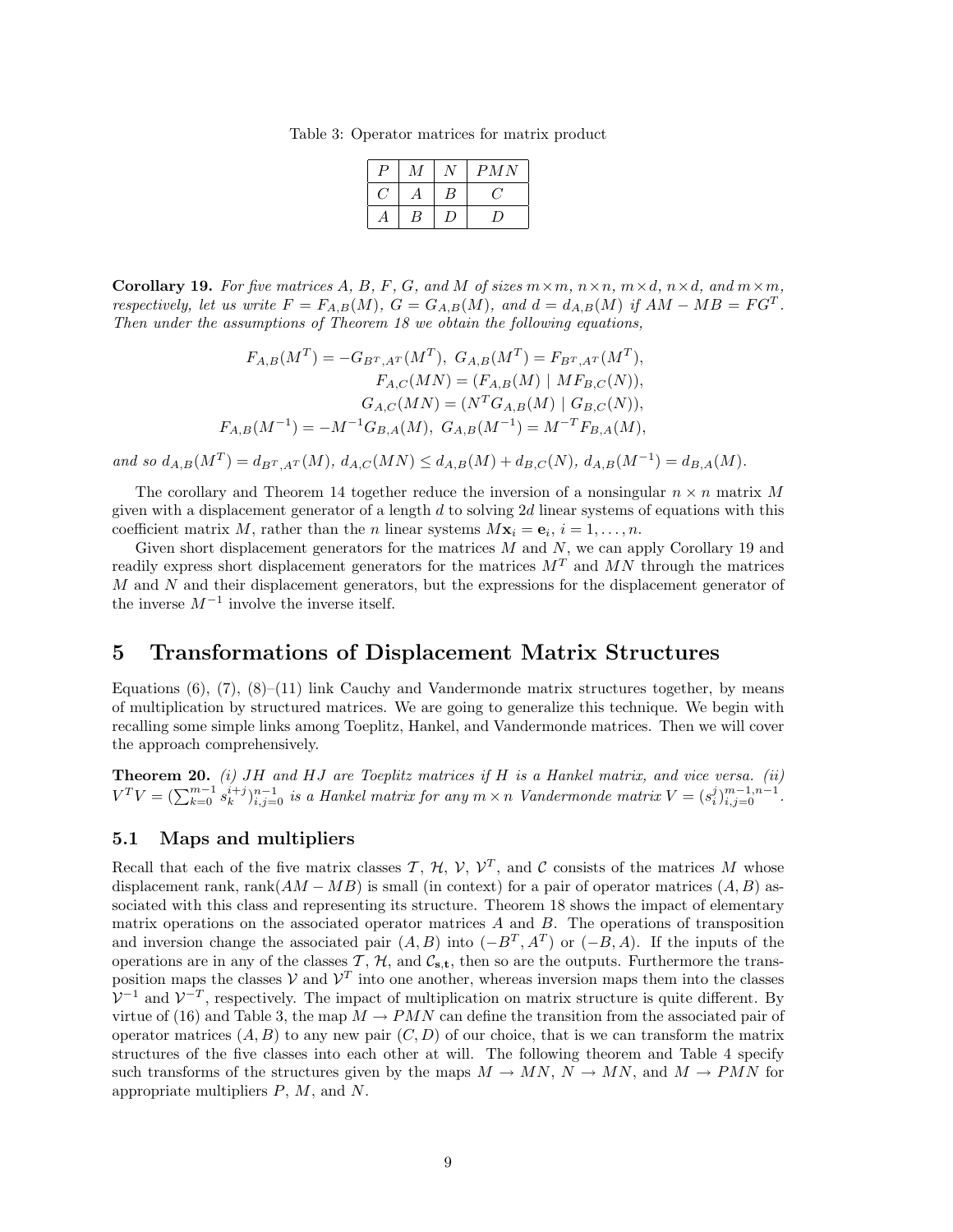Table 3: Operator matrices for matrix product

| $P$ | $M$ | $N$ | $PMN$ |
|---|---|---|---|
| $C$ | $A$ | $B$ | $C$ |
| $A$ | $B$ | $D$ | $D$ |

**Corollary 19.** *For five matrices $A$, $B$, $F$, $G$, and $M$ of sizes $m\times m$, $n\times n$, $m\times d$, $n\times d$, and $m\times m$, respectively, let us write $F = F_{A,B}(M)$, $G = G_{A,B}(M)$, and $d = d_{A,B}(M)$ if $AM - MB = FG^T$. Then under the assumptions of Theorem 18 we obtain the following equations,*

$$F_{A,B}(M^T) = -G_{B^T,A^T}(M^T),\ G_{A,B}(M^T) = F_{B^T,A^T}(M^T),$$
$$F_{A,C}(MN) = (F_{A,B}(M) \mid MF_{B,C}(N)),$$
$$G_{A,C}(MN) = (N^TG_{A,B}(M) \mid G_{B,C}(N)),$$
$$F_{A,B}(M^{-1}) = -M^{-1}G_{B,A}(M),\ G_{A,B}(M^{-1}) = M^{-T}F_{B,A}(M),$$

*and so $d_{A,B}(M^T) = d_{B^T,A^T}(M)$, $d_{A,C}(MN) \leq d_{A,B}(M) + d_{B,C}(N)$, $d_{A,B}(M^{-1}) = d_{B,A}(M)$.*

The corollary and Theorem 14 together reduce the inversion of a nonsingular $n\times n$ matrix $M$ given with a displacement generator of a length $d$ to solving $2d$ linear systems of equations with this coefficient matrix $M$, rather than the $n$ linear systems $M\mathbf{x}_i = \mathbf{e}_i$, $i = 1,\dots,n$.

Given short displacement generators for the matrices $M$ and $N$, we can apply Corollary 19 and readily express short displacement generators for the matrices $M^T$ and $MN$ through the matrices $M$ and $N$ and their displacement generators, but the expressions for the displacement generator of the inverse $M^{-1}$ involve the inverse itself.

# 5 Transformations of Displacement Matrix Structures

Equations (6), (7), (8)–(11) link Cauchy and Vandermonde matrix structures together, by means of multiplication by structured matrices. We are going to generalize this technique. We begin with recalling some simple links among Toeplitz, Hankel, and Vandermonde matrices. Then we will cover the approach comprehensively.

**Theorem 20.** *(i) $JH$ and $HJ$ are Toeplitz matrices if $H$ is a Hankel matrix, and vice versa. (ii) $V^TV = (\sum_{k=0}^{m-1} s_k^{i+j})_{i,j=0}^{n-1}$ is a Hankel matrix for any $m\times n$ Vandermonde matrix $V = (s_i^j)_{i,j=0}^{m-1,n-1}$.*

## 5.1 Maps and multipliers

Recall that each of the five matrix classes $\mathcal{T}$, $\mathcal{H}$, $\mathcal{V}$, $\mathcal{V}^T$, and $\mathcal{C}$ consists of the matrices $M$ whose displacement rank, $\operatorname{rank}(AM - MB)$ is small (in context) for a pair of operator matrices $(A, B)$ associated with this class and representing its structure. Theorem 18 shows the impact of elementary matrix operations on the associated operator matrices $A$ and $B$. The operations of transposition and inversion change the associated pair $(A, B)$ into $(-B^T, A^T)$ or $(-B, A)$. If the inputs of the operations are in any of the classes $\mathcal{T}$, $\mathcal{H}$, and $\mathcal{C}_{\mathbf{s},\mathbf{t}}$, then so are the outputs. Furthermore the transposition maps the classes $\mathcal{V}$ and $\mathcal{V}^T$ into one another, whereas inversion maps them into the classes $\mathcal{V}^{-1}$ and $\mathcal{V}^{-T}$, respectively. The impact of multiplication on matrix structure is quite different. By virtue of (16) and Table 3, the map $M \to PMN$ can define the transition from the associated pair of operator matrices $(A, B)$ to any new pair $(C, D)$ of our choice, that is we can transform the matrix structures of the five classes into each other at will. The following theorem and Table 4 specify such transforms of the structures given by the maps $M \to MN$, $N \to MN$, and $M \to PMN$ for appropriate multipliers $P$, $M$, and $N$.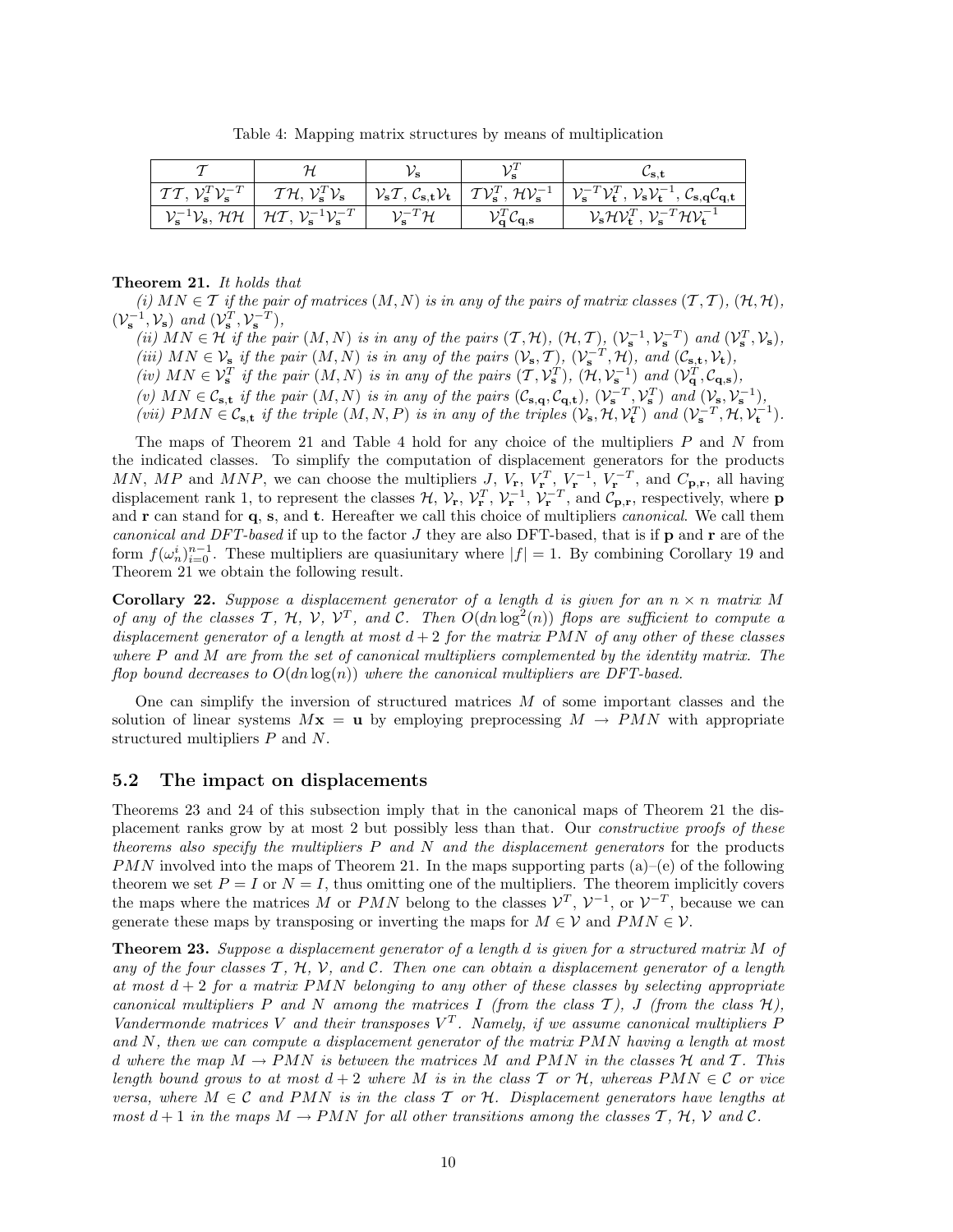Table 4: Mapping matrix structures by means of multiplication

| $\mathcal{T}$ | $\mathcal{H}$ | $\mathcal{V}_{\mathbf{s}}$ | $\mathcal{V}_{\mathbf{s}}^T$ | $\mathcal{C}_{\mathbf{s},\mathbf{t}}$ |
|---|---|---|---|---|
| $\mathcal{T}\mathcal{T}$, $\mathcal{V}_{\mathbf{s}}^T\mathcal{V}_{\mathbf{s}}^{-T}$ | $\mathcal{T}\mathcal{H}$, $\mathcal{V}_{\mathbf{s}}^T\mathcal{V}_{\mathbf{s}}$ | $\mathcal{V}_{\mathbf{s}}\mathcal{T}$, $\mathcal{C}_{\mathbf{s},\mathbf{t}}\mathcal{V}_{\mathbf{t}}$ | $\mathcal{T}\mathcal{V}_{\mathbf{s}}^T$, $\mathcal{H}\mathcal{V}_{\mathbf{s}}^{-1}$ | $\mathcal{V}_{\mathbf{s}}^{-T}\mathcal{V}_{\mathbf{t}}^T$, $\mathcal{V}_{\mathbf{s}}\mathcal{V}_{\mathbf{t}}^{-1}$, $\mathcal{C}_{\mathbf{s},\mathbf{q}}\mathcal{C}_{\mathbf{q},\mathbf{t}}$ |
| $\mathcal{V}_{\mathbf{s}}^{-1}\mathcal{V}_{\mathbf{s}}$, $\mathcal{H}\mathcal{H}$ | $\mathcal{H}\mathcal{T}$, $\mathcal{V}_{\mathbf{s}}^{-1}\mathcal{V}_{\mathbf{s}}^{-T}$ | $\mathcal{V}_{\mathbf{s}}^{-T}\mathcal{H}$ | $\mathcal{V}_{\mathbf{q}}^T\mathcal{C}_{\mathbf{q},\mathbf{s}}$ | $\mathcal{V}_{\mathbf{s}}\mathcal{H}\mathcal{V}_{\mathbf{t}}^T$, $\mathcal{V}_{\mathbf{s}}^{-T}\mathcal{H}\mathcal{V}_{\mathbf{t}}^{-1}$ |

**Theorem 21.** *It holds that*

*(i) $MN \in \mathcal{T}$ if the pair of matrices $(M, N)$ is in any of the pairs of matrix classes $(\mathcal{T}, \mathcal{T})$, $(\mathcal{H}, \mathcal{H})$, $(\mathcal{V}_{\mathbf{s}}^{-1}, \mathcal{V}_{\mathbf{s}})$ and $(\mathcal{V}_{\mathbf{s}}^T, \mathcal{V}_{\mathbf{s}}^{-T})$,*

*(ii) $MN \in \mathcal{H}$ if the pair $(M, N)$ is in any of the pairs $(\mathcal{T}, \mathcal{H})$, $(\mathcal{H}, \mathcal{T})$, $(\mathcal{V}_{\mathbf{s}}^{-1}, \mathcal{V}_{\mathbf{s}}^{-T})$ and $(\mathcal{V}_{\mathbf{s}}^T, \mathcal{V}_{\mathbf{s}})$,*

*(iii) $MN \in \mathcal{V}_{\mathbf{s}}$ if the pair $(M, N)$ is in any of the pairs $(\mathcal{V}_{\mathbf{s}}, \mathcal{T})$, $(\mathcal{V}_{\mathbf{s}}^{-T}, \mathcal{H})$, and $(\mathcal{C}_{\mathbf{s},\mathbf{t}}, \mathcal{V}_{\mathbf{t}})$,*

*(iv) $MN \in \mathcal{V}_{\mathbf{s}}^T$ if the pair $(M, N)$ is in any of the pairs $(\mathcal{T}, \mathcal{V}_{\mathbf{s}}^T)$, $(\mathcal{H}, \mathcal{V}_{\mathbf{s}}^{-1})$ and $(\mathcal{V}_{\mathbf{q}}^T, \mathcal{C}_{\mathbf{q},\mathbf{s}})$,*

*(v) $MN \in \mathcal{C}_{\mathbf{s},\mathbf{t}}$ if the pair $(M, N)$ is in any of the pairs $(\mathcal{C}_{\mathbf{s},\mathbf{q}}, \mathcal{C}_{\mathbf{q},\mathbf{t}})$, $(\mathcal{V}_{\mathbf{s}}^{-T}, \mathcal{V}_{\mathbf{s}}^T)$ and $(\mathcal{V}_{\mathbf{s}}, \mathcal{V}_{\mathbf{s}}^{-1})$,*

*(vii) $PMN \in \mathcal{C}_{\mathbf{s},\mathbf{t}}$ if the triple $(M, N, P)$ is in any of the triples $(\mathcal{V}_{\mathbf{s}}, \mathcal{H}, \mathcal{V}_{\mathbf{t}}^T)$ and $(\mathcal{V}_{\mathbf{s}}^{-T}, \mathcal{H}, \mathcal{V}_{\mathbf{t}}^{-1})$.*

The maps of Theorem 21 and Table 4 hold for any choice of the multipliers $P$ and $N$ from the indicated classes. To simplify the computation of displacement generators for the products $MN$, $MP$ and $MNP$, we can choose the multipliers $J$, $V_{\mathbf{r}}$, $V_{\mathbf{r}}^T$, $V_{\mathbf{r}}^{-1}$, $V_{\mathbf{r}}^{-T}$, and $C_{\mathbf{p},\mathbf{r}}$, all having displacement rank 1, to represent the classes $\mathcal{H}$, $\mathcal{V}_{\mathbf{r}}$, $\mathcal{V}_{\mathbf{r}}^T$, $\mathcal{V}_{\mathbf{r}}^{-1}$, $\mathcal{V}_{\mathbf{r}}^{-T}$, and $\mathcal{C}_{\mathbf{p},\mathbf{r}}$, respectively, where $\mathbf{p}$ and $\mathbf{r}$ can stand for $\mathbf{q}$, $\mathbf{s}$, and $\mathbf{t}$. Hereafter we call this choice of multipliers *canonical*. We call them *canonical and DFT-based* if up to the factor $J$ they are also DFT-based, that is if $\mathbf{p}$ and $\mathbf{r}$ are of the form $f(\omega_n^i)_{i=0}^{n-1}$. These multipliers are quasiunitary where $|f| = 1$. By combining Corollary 19 and Theorem 21 we obtain the following result.

**Corollary 22.** *Suppose a displacement generator of a length $d$ is given for an $n \times n$ matrix $M$ of any of the classes $\mathcal{T}$, $\mathcal{H}$, $\mathcal{V}$, $\mathcal{V}^T$, and $\mathcal{C}$. Then $O(dn \log^2(n))$ flops are sufficient to compute a displacement generator of a length at most $d + 2$ for the matrix $PMN$ of any other of these classes where $P$ and $M$ are from the set of canonical multipliers complemented by the identity matrix. The flop bound decreases to $O(dn \log(n))$ where the canonical multipliers are DFT-based.*

One can simplify the inversion of structured matrices $M$ of some important classes and the solution of linear systems $M\mathbf{x} = \mathbf{u}$ by employing preprocessing $M \rightarrow PMN$ with appropriate structured multipliers $P$ and $N$.

## 5.2 The impact on displacements

Theorems 23 and 24 of this subsection imply that in the canonical maps of Theorem 21 the displacement ranks grow by at most 2 but possibly less than that. Our *constructive proofs of these theorems also specify the multipliers $P$ and $N$ and the displacement generators* for the products $PMN$ involved into the maps of Theorem 21. In the maps supporting parts (a)–(e) of the following theorem we set $P = I$ or $N = I$, thus omitting one of the multipliers. The theorem implicitly covers the maps where the matrices $M$ or $PMN$ belong to the classes $\mathcal{V}^T$, $\mathcal{V}^{-1}$, or $\mathcal{V}^{-T}$, because we can generate these maps by transposing or inverting the maps for $M \in \mathcal{V}$ and $PMN \in \mathcal{V}$.

**Theorem 23.** *Suppose a displacement generator of a length $d$ is given for a structured matrix $M$ of any of the four classes $\mathcal{T}$, $\mathcal{H}$, $\mathcal{V}$, and $\mathcal{C}$. Then one can obtain a displacement generator of a length at most $d + 2$ for a matrix $PMN$ belonging to any other of these classes by selecting appropriate canonical multipliers $P$ and $N$ among the matrices $I$ (from the class $\mathcal{T}$), $J$ (from the class $\mathcal{H}$), Vandermonde matrices $V$ and their transposes $V^T$. Namely, if we assume canonical multipliers $P$ and $N$, then we can compute a displacement generator of the matrix $PMN$ having a length at most $d$ where the map $M \rightarrow PMN$ is between the matrices $M$ and $PMN$ in the classes $\mathcal{H}$ and $\mathcal{T}$. This length bound grows to at most $d + 2$ where $M$ is in the class $\mathcal{T}$ or $\mathcal{H}$, whereas $PMN \in \mathcal{C}$ or vice versa, where $M \in \mathcal{C}$ and $PMN$ is in the class $\mathcal{T}$ or $\mathcal{H}$. Displacement generators have lengths at most $d + 1$ in the maps $M \rightarrow PMN$ for all other transitions among the classes $\mathcal{T}$, $\mathcal{H}$, $\mathcal{V}$ and $\mathcal{C}$.*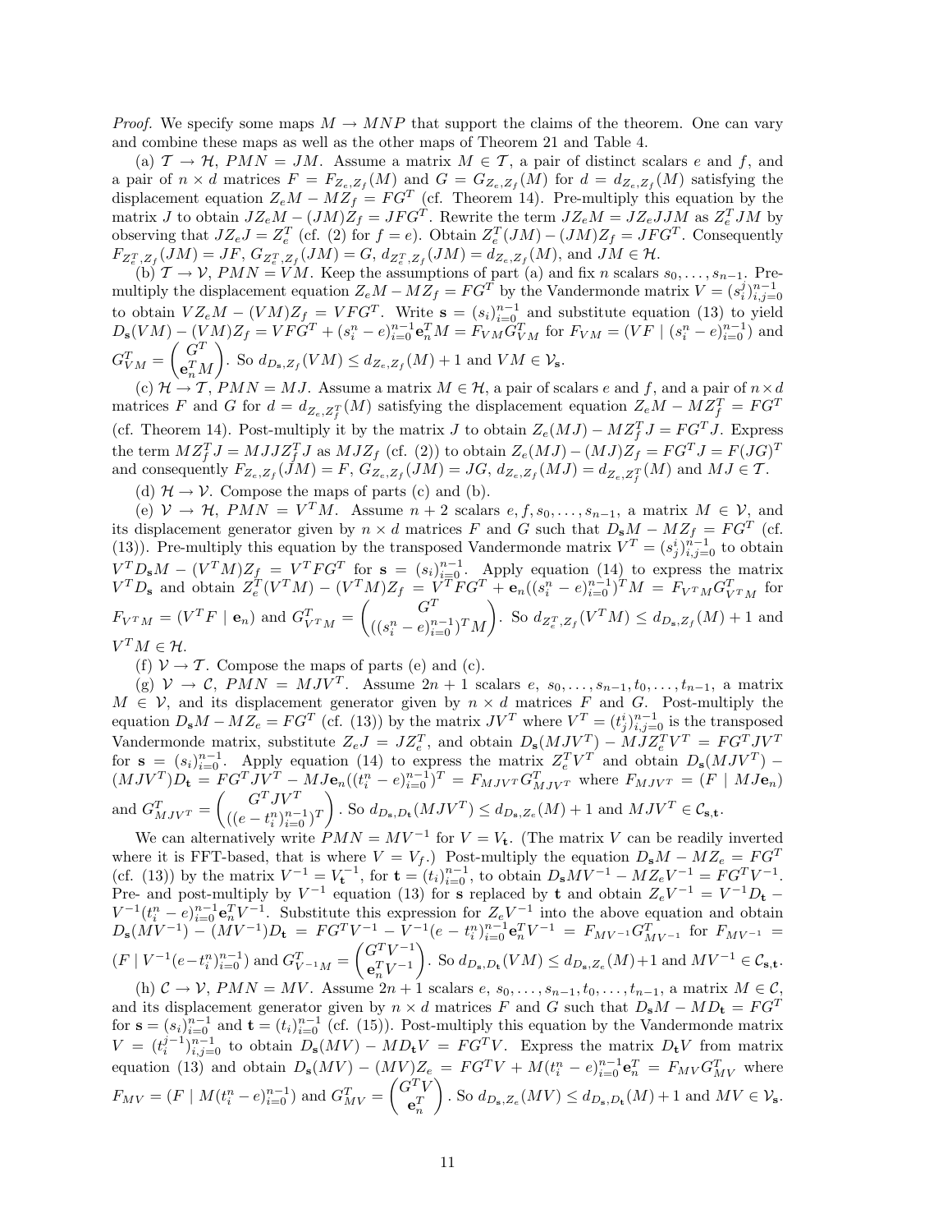*Proof.* We specify some maps $M \rightarrow MNP$ that support the claims of the theorem. One can vary and combine these maps as well as the other maps of Theorem 21 and Table 4.

(a) $\mathcal{T} \rightarrow \mathcal{H}$, $PMN = JM$. Assume a matrix $M \in \mathcal{T}$, a pair of distinct scalars $e$ and $f$, and a pair of $n \times d$ matrices $F = F_{Z_e,Z_f}(M)$ and $G = G_{Z_e,Z_f}(M)$ for $d = d_{Z_e,Z_f}(M)$ satisfying the displacement equation $Z_e M - M Z_f = FG^T$ (cf. Theorem 14). Pre-multiply this equation by the matrix $J$ to obtain $JZ_e M - (JM)Z_f = JFG^T$. Rewrite the term $JZ_e M = JZ_e JJM$ as $Z_e^T JM$ by observing that $JZ_e J = Z_e^T$ (cf. (2) for $f = e$). Obtain $Z_e^T(JM) - (JM)Z_f = JFG^T$. Consequently $F_{Z_e^T,Z_f}(JM) = JF$, $G_{Z_e^T,Z_f}(JM) = G$, $d_{Z_e^T,Z_f}(JM) = d_{Z_e,Z_f}(M)$, and $JM \in \mathcal{H}$.

(b) $\mathcal{T} \rightarrow \mathcal{V}$, $PMN = VM$. Keep the assumptions of part (a) and fix $n$ scalars $s_0, \ldots, s_{n-1}$. Pre-multiply the displacement equation $Z_e M - M Z_f = FG^T$ by the Vandermonde matrix $V = (s_i^j)_{i,j=0}^{n-1}$ to obtain $VZ_e M - (VM)Z_f = VFG^T$. Write $\mathbf{s} = (s_i)_{i=0}^{n-1}$ and substitute equation (13) to yield $D_{\mathbf{s}}(VM) - (VM)Z_f = VFG^T + (s_i^n - e)_{i=0}^{n-1}\mathbf{e}_n^T M = F_{VM}G_{VM}^T$ for $F_{VM} = (VF \mid (s_i^n - e)_{i=0}^{n-1})$ and $G_{VM}^T = \begin{pmatrix} G^T \\ \mathbf{e}_n^T M \end{pmatrix}$. So $d_{D_{\mathbf{s}},Z_f}(VM) \leq d_{Z_e,Z_f}(M) + 1$ and $VM \in \mathcal{V}_{\mathbf{s}}$.

(c) $\mathcal{H} \rightarrow \mathcal{T}$, $PMN = MJ$. Assume a matrix $M \in \mathcal{H}$, a pair of scalars $e$ and $f$, and a pair of $n \times d$ matrices $F$ and $G$ for $d = d_{Z_e,Z_f^T}(M)$ satisfying the displacement equation $Z_e M - M Z_f^T = FG^T$ (cf. Theorem 14). Post-multiply it by the matrix $J$ to obtain $Z_e(MJ) - MZ_f^T J = FG^T J$. Express the term $MZ_f^T J = MJJZ_f^T J$ as $MJZ_f$ (cf. (2)) to obtain $Z_e(MJ) - (MJ)Z_f = FG^T J = F(JG)^T$ and consequently $F_{Z_e,Z_f}(JM) = F$, $G_{Z_e,Z_f}(JM) = JG$, $d_{Z_e,Z_f}(MJ) = d_{Z_e,Z_f^T}(M)$ and $MJ \in \mathcal{T}$.

(d) $\mathcal{H} \rightarrow \mathcal{V}$. Compose the maps of parts (c) and (b).

(e) $\mathcal{V} \rightarrow \mathcal{H}$, $PMN = V^T M$. Assume $n + 2$ scalars $e, f, s_0, \ldots, s_{n-1}$, a matrix $M \in \mathcal{V}$, and its displacement generator given by $n \times d$ matrices $F$ and $G$ such that $D_{\mathbf{s}}M - MZ_f = FG^T$ (cf. (13)). Pre-multiply this equation by the transposed Vandermonde matrix $V^T = (s_j^i)_{i,j=0}^{n-1}$ to obtain $V^T D_{\mathbf{s}} M - (V^T M)Z_f = V^T FG^T$ for $\mathbf{s} = (s_i)_{i=0}^{n-1}$. Apply equation (14) to express the matrix $V^T D_{\mathbf{s}}$ and obtain $Z_e^T(V^T M) - (V^T M)Z_f = V^T FG^T + \mathbf{e}_n((s_i^n - e)_{i=0}^{n-1})^T M = F_{V^T M}G_{V^T M}^T$ for $F_{V^T M} = (V^T F \mid \mathbf{e}_n)$ and $G_{V^T M}^T = \begin{pmatrix} G^T \\ ((s_i^n - e)_{i=0}^{n-1})^T M \end{pmatrix}$. So $d_{Z_e^T,Z_f}(V^T M) \leq d_{D_{\mathbf{s}},Z_f}(M) + 1$ and $V^T M \in \mathcal{H}$.

(f) $\mathcal{V} \rightarrow \mathcal{T}$. Compose the maps of parts (e) and (c).

(g) $\mathcal{V} \rightarrow \mathcal{C}$, $PMN = MJV^T$. Assume $2n + 1$ scalars $e$, $s_0, \ldots, s_{n-1}, t_0, \ldots, t_{n-1}$, a matrix $M \in \mathcal{V}$, and its displacement generator given by $n \times d$ matrices $F$ and $G$. Post-multiply the equation $D_{\mathbf{s}}M - MZ_e = FG^T$ (cf. (13)) by the matrix $JV^T$ where $V^T = (t_j^i)_{i,j=0}^{n-1}$ is the transposed Vandermonde matrix, substitute $Z_e J = JZ_e^T$, and obtain $D_{\mathbf{s}}(MJV^T) - MJZ_e^T V^T = FG^T JV^T$ for $\mathbf{s} = (s_i)_{i=0}^{n-1}$. Apply equation (14) to express the matrix $Z_e^T V^T$ and obtain $D_{\mathbf{s}}(MJV^T) - (MJV^T)D_{\mathbf{t}} = FG^T JV^T - MJ\mathbf{e}_n((t_i^n - e)_{i=0}^{n-1})^T = F_{MJV^T}G_{MJV^T}^T$ where $F_{MJV^T} = (F \mid MJ\mathbf{e}_n)$ and $G_{MJV^T}^T = \begin{pmatrix} G^T JV^T \\ ((e - t_i^n)_{i=0}^{n-1})^T \end{pmatrix}$. So $d_{D_{\mathbf{s}},D_{\mathbf{t}}}(MJV^T) \leq d_{D_{\mathbf{s}},Z_e}(M) + 1$ and $MJV^T \in \mathcal{C}_{\mathbf{s},\mathbf{t}}$.

We can alternatively write $PMN = MV^{-1}$ for $V = V_{\mathbf{t}}$. (The matrix $V$ can be readily inverted where it is FFT-based, that is where $V = V_f$.) Post-multiply the equation $D_{\mathbf{s}}M - MZ_e = FG^T$ (cf. (13)) by the matrix $V^{-1} = V_{\mathbf{t}}^{-1}$, for $\mathbf{t} = (t_i)_{i=0}^{n-1}$, to obtain $D_{\mathbf{s}}MV^{-1} - MZ_e V^{-1} = FG^T V^{-1}$. Pre- and post-multiply by $V^{-1}$ equation (13) for $\mathbf{s}$ replaced by $\mathbf{t}$ and obtain $Z_e V^{-1} = V^{-1}D_{\mathbf{t}} - V^{-1}(t_i^n - e)_{i=0}^{n-1}\mathbf{e}_n^T V^{-1}$. Substitute this expression for $Z_e V^{-1}$ into the above equation and obtain $D_{\mathbf{s}}(MV^{-1}) - (MV^{-1})D_{\mathbf{t}} = FG^T V^{-1} - V^{-1}(e - t_i^n)_{i=0}^{n-1}\mathbf{e}_n^T V^{-1} = F_{MV^{-1}}G_{MV^{-1}}^T$ for $F_{MV^{-1}} = (F \mid V^{-1}(e - t_i^n)_{i=0}^{n-1})$ and $G_{V^{-1}M}^T = \begin{pmatrix} G^T V^{-1} \\ \mathbf{e}_n^T V^{-1} \end{pmatrix}$. So $d_{D_{\mathbf{s}},D_{\mathbf{t}}}(VM) \leq d_{D_{\mathbf{s}},Z_e}(M) + 1$ and $MV^{-1} \in \mathcal{C}_{\mathbf{s},\mathbf{t}}$.

(h) $\mathcal{C} \rightarrow \mathcal{V}$, $PMN = MV$. Assume $2n + 1$ scalars $e$, $s_0, \ldots, s_{n-1}, t_0, \ldots, t_{n-1}$, a matrix $M \in \mathcal{C}$, and its displacement generator given by $n \times d$ matrices $F$ and $G$ such that $D_{\mathbf{s}}M - MD_{\mathbf{t}} = FG^T$ for $\mathbf{s} = (s_i)_{i=0}^{n-1}$ and $\mathbf{t} = (t_i)_{i=0}^{n-1}$ (cf. (15)). Post-multiply this equation by the Vandermonde matrix $V = (t_i^{j-1})_{i,j=0}^{n-1}$ to obtain $D_{\mathbf{s}}(MV) - MD_{\mathbf{t}}V = FG^T V$. Express the matrix $D_{\mathbf{t}}V$ from matrix equation (13) and obtain $D_{\mathbf{s}}(MV) - (MV)Z_e = FG^T V + M(t_i^n - e)_{i=0}^{n-1}\mathbf{e}_n^T = F_{MV}G_{MV}^T$ where $F_{MV} = (F \mid M(t_i^n - e)_{i=0}^{n-1})$ and $G_{MV}^T = \begin{pmatrix} G^T V \\ \mathbf{e}_n^T \end{pmatrix}$. So $d_{D_{\mathbf{s}},Z_e}(MV) \leq d_{D_{\mathbf{s}},D_{\mathbf{t}}}(M) + 1$ and $MV \in \mathcal{V}_{\mathbf{s}}$.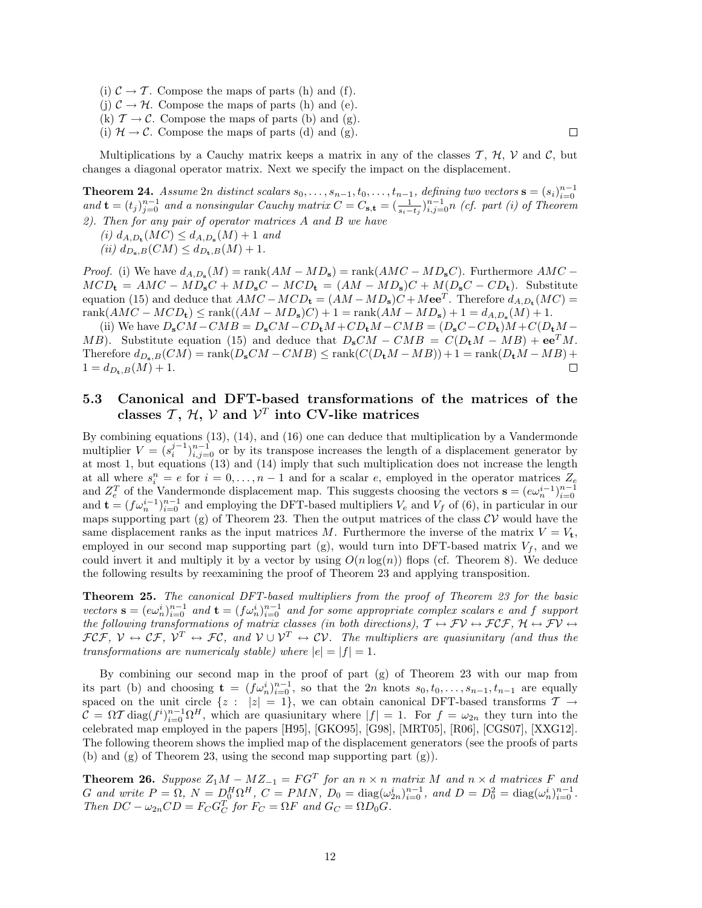(i) $\mathcal{C} \to \mathcal{T}$. Compose the maps of parts (h) and (f).
(j) $\mathcal{C} \to \mathcal{H}$. Compose the maps of parts (h) and (e).
(k) $\mathcal{T} \to \mathcal{C}$. Compose the maps of parts (b) and (g).
(i) $\mathcal{H} \to \mathcal{C}$. Compose the maps of parts (d) and (g). □

Multiplications by a Cauchy matrix keeps a matrix in any of the classes $\mathcal{T}$, $\mathcal{H}$, $\mathcal{V}$ and $\mathcal{C}$, but changes a diagonal operator matrix. Next we specify the impact on the displacement.

**Theorem 24.** *Assume $2n$ distinct scalars $s_0, \ldots, s_{n-1}, t_0, \ldots, t_{n-1}$, defining two vectors $\mathbf{s} = (s_i)_{i=0}^{n-1}$ and $\mathbf{t} = (t_j)_{j=0}^{n-1}$ and a nonsingular Cauchy matrix $C = C_{\mathbf{s},\mathbf{t}} = (\frac{1}{s_i - t_j})_{i,j=0}^{n-1}n$ (cf. part (i) of Theorem 2). Then for any pair of operator matrices $A$ and $B$ we have*
*(i) $d_{A,D_\mathbf{t}}(MC) \le d_{A,D_\mathbf{s}}(M) + 1$ and*
*(ii) $d_{D_\mathbf{s},B}(CM) \le d_{D_\mathbf{t},B}(M) + 1$.*

*Proof.* (i) We have $d_{A,D_\mathbf{s}}(M) = \operatorname{rank}(AM - MD_\mathbf{s}) = \operatorname{rank}(AMC - MD_\mathbf{s}C)$. Furthermore $AMC - MCD_\mathbf{t} = AMC - MD_\mathbf{s}C + MD_\mathbf{s}C - MCD_\mathbf{t} = (AM - MD_\mathbf{s})C + M(D_\mathbf{s}C - CD_\mathbf{t})$. Substitute equation (15) and deduce that $AMC - MCD_\mathbf{t} = (AM - MD_\mathbf{s})C + M\mathbf{e}\mathbf{e}^T$. Therefore $d_{A,D_\mathbf{t}}(MC) = \operatorname{rank}(AMC - MCD_\mathbf{t}) \le \operatorname{rank}((AM - MD_\mathbf{s})C) + 1 = \operatorname{rank}(AM - MD_\mathbf{s}) + 1 = d_{A,D_\mathbf{s}}(M) + 1$.

(ii) We have $D_\mathbf{s}CM - CMB = D_\mathbf{s}CM - CD_\mathbf{t}M + CD_\mathbf{t}M - CMB = (D_\mathbf{s}C - CD_\mathbf{t})M + C(D_\mathbf{t}M - MB)$. Substitute equation (15) and deduce that $D_\mathbf{s}CM - CMB = C(D_\mathbf{t}M - MB) + \mathbf{e}\mathbf{e}^T M$. Therefore $d_{D_\mathbf{s},B}(CM) = \operatorname{rank}(D_\mathbf{s}CM - CMB) \le \operatorname{rank}(C(D_\mathbf{t}M - MB)) + 1 = \operatorname{rank}(D_\mathbf{t}M - MB) + 1 = d_{D_\mathbf{t},B}(M) + 1$. □

### 5.3 Canonical and DFT-based transformations of the matrices of the classes $\mathcal{T}$, $\mathcal{H}$, $\mathcal{V}$ and $\mathcal{V}^T$ into CV-like matrices

By combining equations (13), (14), and (16) one can deduce that multiplication by a Vandermonde multiplier $V = (s_i^{j-1})_{i,j=0}^{n-1}$ or by its transpose increases the length of a displacement generator by at most 1, but equations (13) and (14) imply that such multiplication does not increase the length at all where $s_i^n = e$ for $i = 0, \ldots, n-1$ and for a scalar $e$, employed in the operator matrices $Z_e$ and $Z_e^T$ of the Vandermonde displacement map. This suggests choosing the vectors $\mathbf{s} = (e\omega_n^{i-1})_{i=0}^{n-1}$ and $\mathbf{t} = (f\omega_n^{i-1})_{i=0}^{n-1}$ and employing the DFT-based multipliers $V_e$ and $V_f$ of (6), in particular in our maps supporting part (g) of Theorem 23. Then the output matrices of the class $\mathcal{CV}$ would have the same displacement ranks as the input matrices $M$. Furthermore the inverse of the matrix $V = V_\mathbf{t}$, employed in our second map supporting part (g), would turn into DFT-based matrix $V_f$, and we could invert it and multiply it by a vector by using $O(n\log(n))$ flops (cf. Theorem 8). We deduce the following results by reexamining the proof of Theorem 23 and applying transposition.

**Theorem 25.** *The canonical DFT-based multipliers from the proof of Theorem 23 for the basic vectors $\mathbf{s} = (e\omega_n^i)_{i=0}^{n-1}$ and $\mathbf{t} = (f\omega_n^i)_{i=0}^{n-1}$ and for some appropriate complex scalars $e$ and $f$ support the following transformations of matrix classes (in both directions), $\mathcal{T} \leftrightarrow \mathcal{FV} \leftrightarrow \mathcal{FCF}$, $\mathcal{H} \leftrightarrow \mathcal{FV} \leftrightarrow \mathcal{FCF}$, $\mathcal{V} \leftrightarrow \mathcal{CF}$, $\mathcal{V}^T \leftrightarrow \mathcal{FC}$, and $\mathcal{V} \cup \mathcal{V}^T \leftrightarrow \mathcal{CV}$. The multipliers are quasiunitary (and thus the transformations are numericaly stable) where $|e| = |f| = 1$.*

By combining our second map in the proof of part (g) of Theorem 23 with our map from its part (b) and choosing $\mathbf{t} = (f\omega_n^i)_{i=0}^{n-1}$, so that the $2n$ knots $s_0, t_0, \ldots, s_{n-1}, t_{n-1}$ are equally spaced on the unit circle $\{z : \ |z| = 1\}$, we can obtain canonical DFT-based transforms $\mathcal{T} \to \mathcal{C} = \Omega\mathcal{T}\operatorname{diag}(f^i)_{i=0}^{n-1}\Omega^H$, which are quasiunitary where $|f| = 1$. For $f = \omega_{2n}$ they turn into the celebrated map employed in the papers [H95], [GKO95], [G98], [MRT05], [R06], [CGS07], [XXG12]. The following theorem shows the implied map of the displacement generators (see the proofs of parts (b) and (g) of Theorem 23, using the second map supporting part (g)).

**Theorem 26.** *Suppose $Z_1M - MZ_{-1} = FG^T$ for an $n \times n$ matrix $M$ and $n \times d$ matrices $F$ and $G$ and write $P = \Omega$, $N = D_0^H\Omega^H$, $C = PMN$, $D_0 = \operatorname{diag}(\omega_{2n}^i)_{i=0}^{n-1}$, and $D = D_0^2 = \operatorname{diag}(\omega_n^i)_{i=0}^{n-1}$. Then $DC - \omega_{2n}CD = F_C G_C^T$ for $F_C = \Omega F$ and $G_C = \Omega D_0 G$.*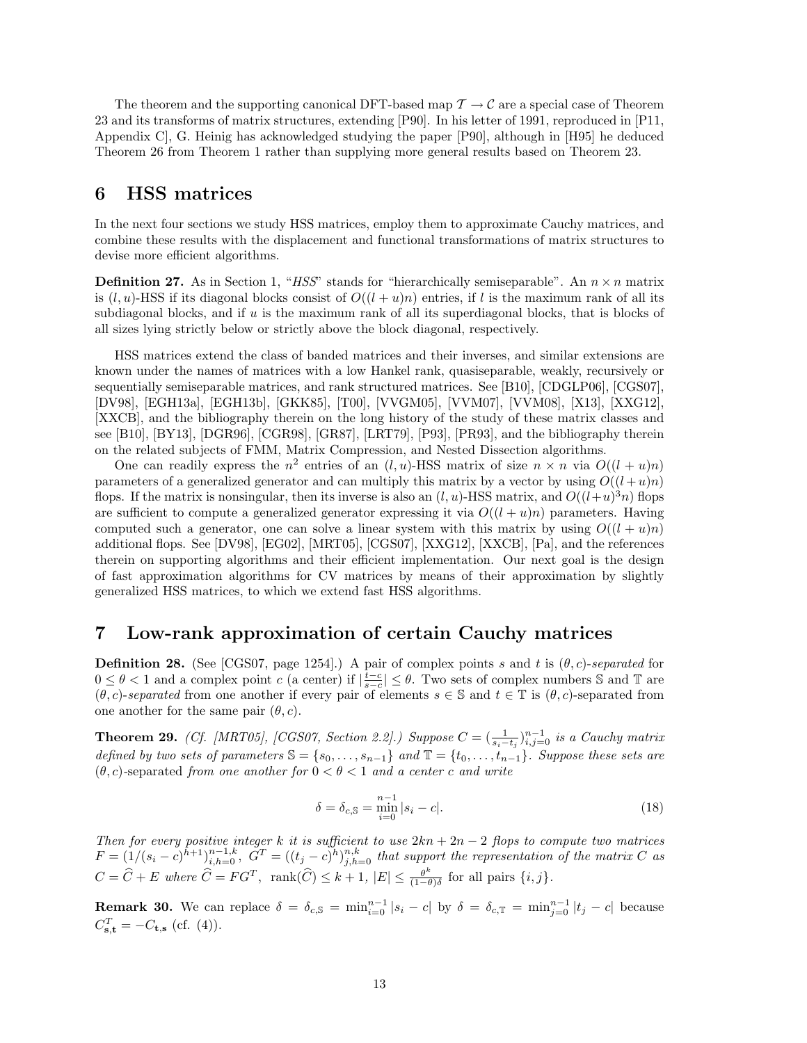The theorem and the supporting canonical DFT-based map $\mathcal{T} \to \mathcal{C}$ are a special case of Theorem 23 and its transforms of matrix structures, extending [P90]. In his letter of 1991, reproduced in [P11, Appendix C], G. Heinig has acknowledged studying the paper [P90], although in [H95] he deduced Theorem 26 from Theorem 1 rather than supplying more general results based on Theorem 23.

# 6 HSS matrices

In the next four sections we study HSS matrices, employ them to approximate Cauchy matrices, and combine these results with the displacement and functional transformations of matrix structures to devise more efficient algorithms.

**Definition 27.** As in Section 1, "*HSS*" stands for "hierarchically semiseparable". An $n \times n$ matrix is $(l, u)$-HSS if its diagonal blocks consist of $O((l + u)n)$ entries, if $l$ is the maximum rank of all its subdiagonal blocks, and if $u$ is the maximum rank of all its superdiagonal blocks, that is blocks of all sizes lying strictly below or strictly above the block diagonal, respectively.

HSS matrices extend the class of banded matrices and their inverses, and similar extensions are known under the names of matrices with a low Hankel rank, quasiseparable, weakly, recursively or sequentially semiseparable matrices, and rank structured matrices. See [B10], [CDGLP06], [CGS07], [DV98], [EGH13a], [EGH13b], [GKK85], [T00], [VVGM05], [VVM07], [VVM08], [X13], [XXG12], [XXCB], and the bibliography therein on the long history of the study of these matrix classes and see [B10], [BY13], [DGR96], [CGR98], [GR87], [LRT79], [P93], [PR93], and the bibliography therein on the related subjects of FMM, Matrix Compression, and Nested Dissection algorithms.

One can readily express the $n^2$ entries of an $(l, u)$-HSS matrix of size $n \times n$ via $O((l + u)n)$ parameters of a generalized generator and can multiply this matrix by a vector by using $O((l + u)n)$ flops. If the matrix is nonsingular, then its inverse is also an $(l, u)$-HSS matrix, and $O((l+u)^3 n)$ flops are sufficient to compute a generalized generator expressing it via $O((l + u)n)$ parameters. Having computed such a generator, one can solve a linear system with this matrix by using $O((l + u)n)$ additional flops. See [DV98], [EG02], [MRT05], [CGS07], [XXG12], [XXCB], [Pa], and the references therein on supporting algorithms and their efficient implementation. Our next goal is the design of fast approximation algorithms for CV matrices by means of their approximation by slightly generalized HSS matrices, to which we extend fast HSS algorithms.

# 7 Low-rank approximation of certain Cauchy matrices

**Definition 28.** (See [CGS07, page 1254].) A pair of complex points $s$ and $t$ is $(\theta, c)$-*separated* for $0 \le \theta < 1$ and a complex point $c$ (a center) if $|\frac{t-c}{s-c}| \le \theta$. Two sets of complex numbers $\mathbb{S}$ and $\mathbb{T}$ are $(\theta, c)$-*separated* from one another if every pair of elements $s \in \mathbb{S}$ and $t \in \mathbb{T}$ is $(\theta, c)$-separated from one another for the same pair $(\theta, c)$.

**Theorem 29.** *(Cf. [MRT05], [CGS07, Section 2.2].) Suppose $C = (\frac{1}{s_i - t_j})_{i,j=0}^{n-1}$ is a Cauchy matrix defined by two sets of parameters $\mathbb{S} = \{s_0, \dots, s_{n-1}\}$ and $\mathbb{T} = \{t_0, \dots, t_{n-1}\}$. Suppose these sets are $(\theta, c)$-separated from one another for $0 < \theta < 1$ and a center $c$ and write*

$$\delta = \delta_{c,\mathbb{S}} = \min_{i=0}^{n-1} |s_i - c|. \tag{18}$$

*Then for every positive integer $k$ it is sufficient to use $2kn + 2n - 2$ flops to compute two matrices $F = (1/(s_i - c)^{h+1})_{i,h=0}^{n-1,k}$, $G^T = ((t_j - c)^h)_{j,h=0}^{n,k}$ that support the representation of the matrix $C$ as $C = \widehat{C} + E$ where $\widehat{C} = FG^T$, $\operatorname{rank}(\widehat{C}) \le k + 1$, $|E| \le \frac{\theta^k}{(1-\theta)\delta}$ for all pairs $\{i, j\}$.*

**Remark 30.** We can replace $\delta = \delta_{c,\mathbb{S}} = \min_{i=0}^{n-1} |s_i - c|$ by $\delta = \delta_{c,\mathbb{T}} = \min_{j=0}^{n-1} |t_j - c|$ because $C_{\mathbf{s},\mathbf{t}}^T = -C_{\mathbf{t},\mathbf{s}}$ (cf. (4)).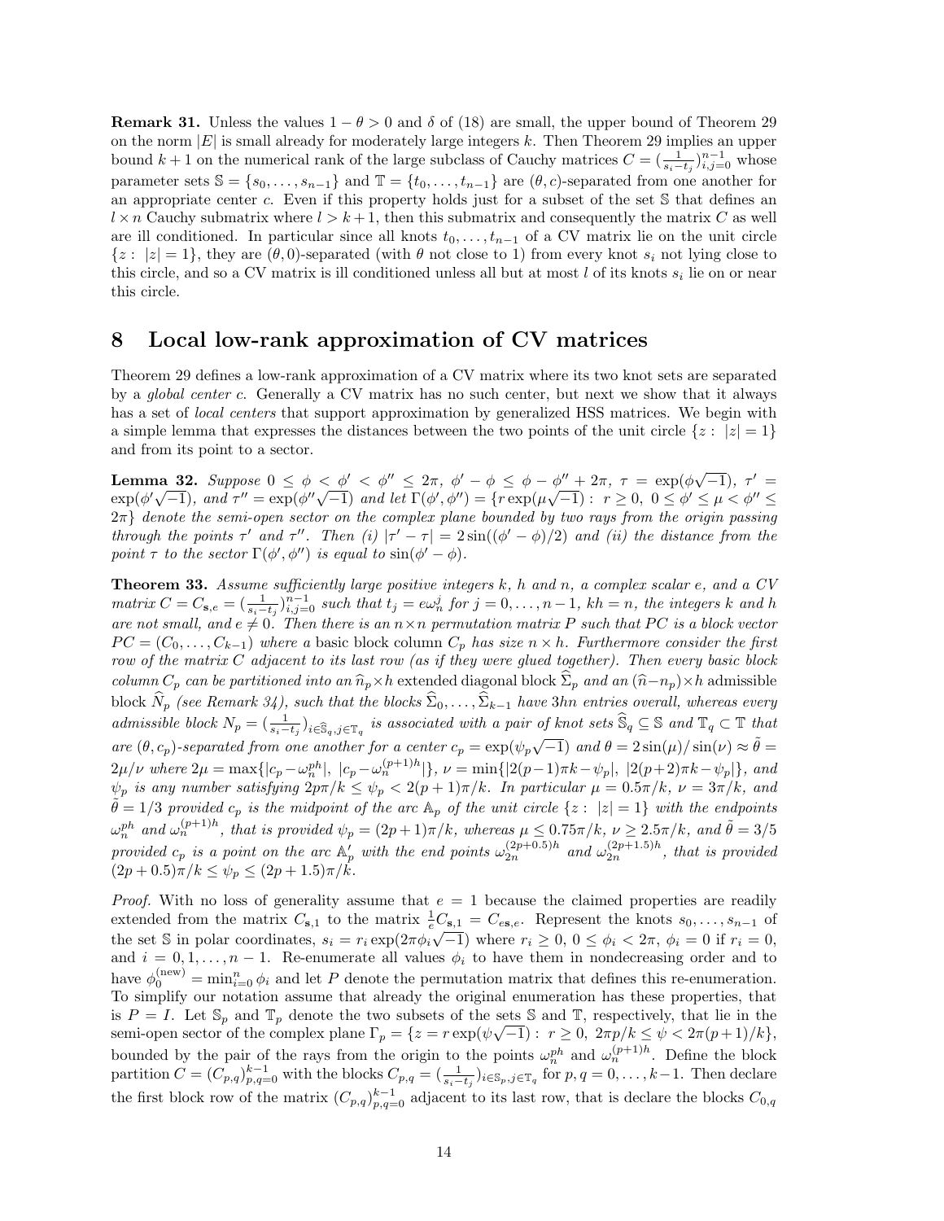**Remark 31.** Unless the values $1 - \theta > 0$ and $\delta$ of (18) are small, the upper bound of Theorem 29 on the norm $|E|$ is small already for moderately large integers $k$. Then Theorem 29 implies an upper bound $k+1$ on the numerical rank of the large subclass of Cauchy matrices $C = (\frac{1}{s_i - t_j})_{i,j=0}^{n-1}$ whose parameter sets $\mathbb{S} = \{s_0, \dots, s_{n-1}\}$ and $\mathbb{T} = \{t_0, \dots, t_{n-1}\}$ are $(\theta, c)$-separated from one another for an appropriate center $c$. Even if this property holds just for a subset of the set $\mathbb{S}$ that defines an $l \times n$ Cauchy submatrix where $l > k+1$, then this submatrix and consequently the matrix $C$ as well are ill conditioned. In particular since all knots $t_0, \dots, t_{n-1}$ of a CV matrix lie on the unit circle $\{z : |z| = 1\}$, they are $(\theta, 0)$-separated (with $\theta$ not close to 1) from every knot $s_i$ not lying close to this circle, and so a CV matrix is ill conditioned unless all but at most $l$ of its knots $s_i$ lie on or near this circle.

# 8 Local low-rank approximation of CV matrices

Theorem 29 defines a low-rank approximation of a CV matrix where its two knot sets are separated by a *global center c*. Generally a CV matrix has no such center, but next we show that it always has a set of *local centers* that support approximation by generalized HSS matrices. We begin with a simple lemma that expresses the distances between the two points of the unit circle $\{z : |z| = 1\}$ and from its point to a sector.

**Lemma 32.** *Suppose $0 \le \phi < \phi' < \phi'' \le 2\pi$, $\phi' - \phi \le \phi - \phi'' + 2\pi$, $\tau = \exp(\phi\sqrt{-1})$, $\tau' = \exp(\phi'\sqrt{-1})$, and $\tau'' = \exp(\phi''\sqrt{-1})$ and let $\Gamma(\phi', \phi'') = \{r \exp(\mu\sqrt{-1}) : r \ge 0, 0 \le \phi' \le \mu < \phi'' \le 2\pi\}$ denote the semi-open sector on the complex plane bounded by two rays from the origin passing through the points $\tau'$ and $\tau''$. Then (i) $|\tau' - \tau| = 2\sin((\phi' - \phi)/2)$ and (ii) the distance from the point $\tau$ to the sector $\Gamma(\phi', \phi'')$ is equal to $\sin(\phi' - \phi)$.*

**Theorem 33.** *Assume sufficiently large positive integers $k$, $h$ and $n$, a complex scalar $e$, and a CV matrix $C = C_{\mathbf{s},e} = (\frac{1}{s_i - t_j})_{i,j=0}^{n-1}$ such that $t_j = e\omega_n^j$ for $j = 0, \dots, n-1$, $kh = n$, the integers $k$ and $h$ are not small, and $e \ne 0$. Then there is an $n \times n$ permutation matrix $P$ such that $PC$ is a block vector $PC = (C_0, \dots, C_{k-1})$ where a* basic block column *$C_p$ has size $n \times h$. Furthermore consider the first row of the matrix $C$ adjacent to its last row (as if they were glued together). Then every basic block column $C_p$ can be partitioned into an $\widehat{n}_p \times h$* extended diagonal block *$\widehat{\Sigma}_p$ and an $(\widehat{n} - n_p) \times h$* admissible block *$\widehat{N}_p$ (see Remark 34), such that the blocks $\widehat{\Sigma}_0, \dots, \widehat{\Sigma}_{k-1}$ have $3hn$ entries overall, whereas every admissible block $N_p = (\frac{1}{s_i - t_j})_{i \in \widehat{\mathbb{S}}_q, j \in \mathbb{T}_q}$ is associated with a pair of knot sets $\widehat{\mathbb{S}}_q \subseteq \mathbb{S}$ and $\mathbb{T}_q \subset \mathbb{T}$ that are $(\theta, c_p)$-separated from one another for a center $c_p = \exp(\psi_p\sqrt{-1})$ and $\theta = 2\sin(\mu)/\sin(\nu) \approx \tilde{\theta} = 2\mu/\nu$ where $2\mu = \max\{|c_p - \omega_n^{ph}|, |c_p - \omega_n^{(p+1)h}|\}$, $\nu = \min\{|2(p-1)\pi k - \psi_p|, |2(p+2)\pi k - \psi_p|\}$, and $\psi_p$ is any number satisfying $2p\pi/k \le \psi_p < 2(p+1)\pi/k$. In particular $\mu = 0.5\pi/k$, $\nu = 3\pi/k$, and $\tilde{\theta} = 1/3$ provided $c_p$ is the midpoint of the arc $\mathbb{A}_p$ of the unit circle $\{z : |z| = 1\}$ with the endpoints $\omega_n^{ph}$ and $\omega_n^{(p+1)h}$, that is provided $\psi_p = (2p+1)\pi/k$, whereas $\mu \le 0.75\pi/k$, $\nu \ge 2.5\pi/k$, and $\tilde{\theta} = 3/5$ provided $c_p$ is a point on the arc $\mathbb{A}'_p$ with the end points $\omega_{2n}^{(2p+0.5)h}$ and $\omega_{2n}^{(2p+1.5)h}$, that is provided $(2p+0.5)\pi/k \le \psi_p \le (2p+1.5)\pi/k$.*

*Proof.* With no loss of generality assume that $e = 1$ because the claimed properties are readily extended from the matrix $C_{\mathbf{s},1}$ to the matrix $\frac{1}{e}C_{\mathbf{s},1} = C_{e\mathbf{s},e}$. Represent the knots $s_0, \dots, s_{n-1}$ of the set $\mathbb{S}$ in polar coordinates, $s_i = r_i \exp(2\pi\phi_i\sqrt{-1})$ where $r_i \ge 0$, $0 \le \phi_i < 2\pi$, $\phi_i = 0$ if $r_i = 0$, and $i = 0, 1, \dots, n-1$. Re-enumerate all values $\phi_i$ to have them in nondecreasing order and to have $\phi_0^{(\text{new})} = \min_{i=0}^n \phi_i$ and let $P$ denote the permutation matrix that defines this re-enumeration. To simplify our notation assume that already the original enumeration has these properties, that is $P = I$. Let $\mathbb{S}_p$ and $\mathbb{T}_p$ denote the two subsets of the sets $\mathbb{S}$ and $\mathbb{T}$, respectively, that lie in the semi-open sector of the complex plane $\Gamma_p = \{z = r\exp(\psi\sqrt{-1}) : r \ge 0, 2\pi p/k \le \psi < 2\pi(p+1)/k\}$, bounded by the pair of the rays from the origin to the points $\omega_n^{ph}$ and $\omega_n^{(p+1)h}$. Define the block partition $C = (C_{p,q})_{p,q=0}^{k-1}$ with the blocks $C_{p,q} = (\frac{1}{s_i - t_j})_{i \in \mathbb{S}_p, j \in \mathbb{T}_q}$ for $p, q = 0, \dots, k-1$. Then declare the first block row of the matrix $(C_{p,q})_{p,q=0}^{k-1}$ adjacent to its last row, that is declare the blocks $C_{0,q}$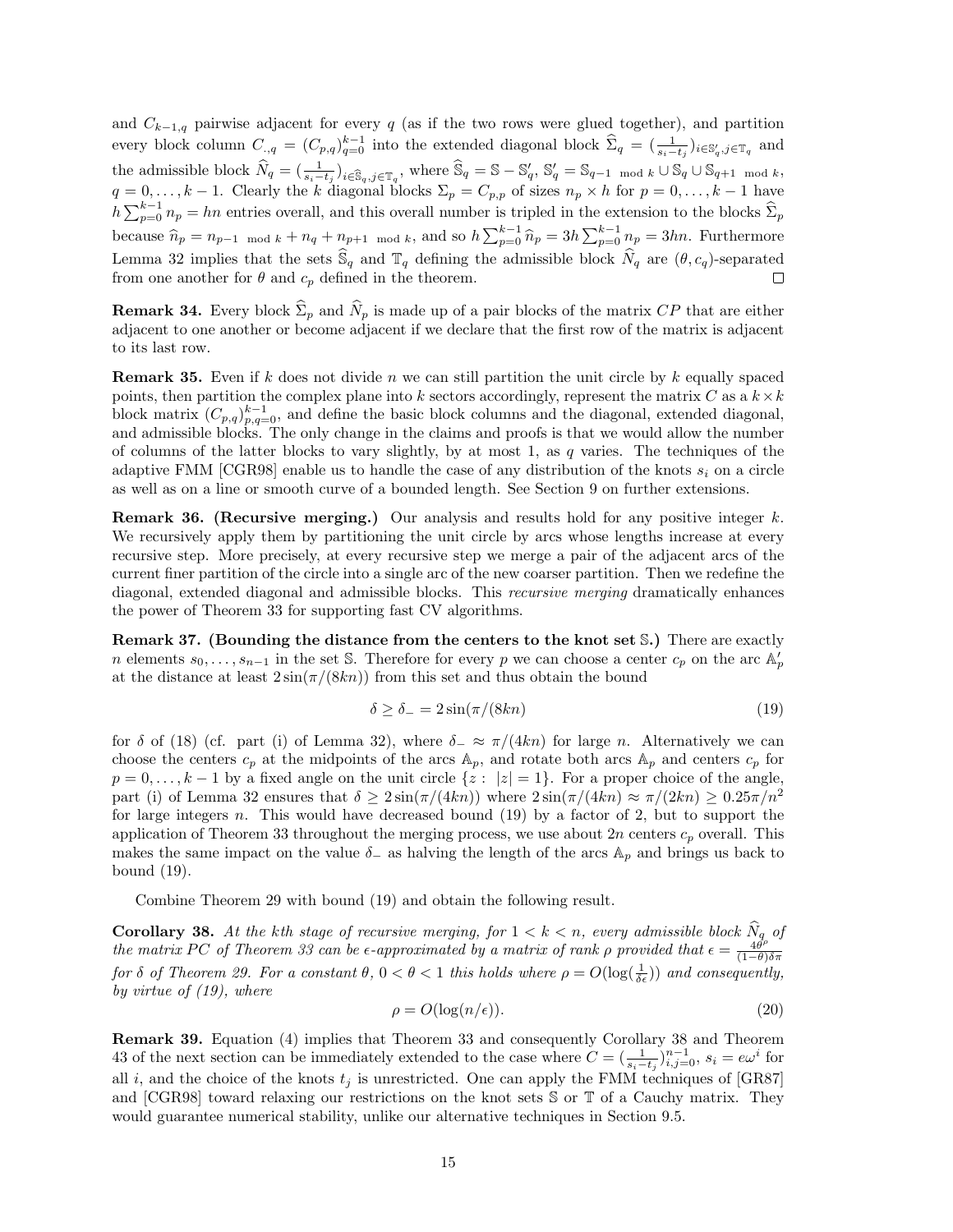and $C_{k-1,q}$ pairwise adjacent for every $q$ (as if the two rows were glued together), and partition every block column $C_{.,q} = (C_{p,q})_{q=0}^{k-1}$ into the extended diagonal block $\widehat{\Sigma}_q = (\frac{1}{s_i - t_j})_{i \in \mathbb{S}'_q, j \in \mathbb{T}_q}$ and the admissible block $\widehat{N}_q = (\frac{1}{s_i - t_j})_{i \in \widehat{\mathbb{S}}_q, j \in \mathbb{T}_q}$, where $\widehat{\mathbb{S}}_q = \mathbb{S} - \mathbb{S}'_q$, $\mathbb{S}'_q = \mathbb{S}_{q-1 \mod k} \cup \mathbb{S}_q \cup \mathbb{S}_{q+1 \mod k}$, $q = 0, \ldots, k-1$. Clearly the $k$ diagonal blocks $\Sigma_p = C_{p,p}$ of sizes $n_p \times h$ for $p = 0, \ldots, k-1$ have $h \sum_{p=0}^{k-1} n_p = hn$ entries overall, and this overall number is tripled in the extension to the blocks $\widehat{\Sigma}_p$ because $\widehat{n}_p = n_{p-1 \mod k} + n_q + n_{p+1 \mod k}$, and so $h \sum_{p=0}^{k-1} \widehat{n}_p = 3h \sum_{p=0}^{k-1} n_p = 3hn$. Furthermore Lemma 32 implies that the sets $\widehat{\mathbb{S}}_q$ and $\mathbb{T}_q$ defining the admissible block $\widehat{N}_q$ are $(\theta, c_q)$-separated from one another for $\theta$ and $c_p$ defined in the theorem. □

**Remark 34.** Every block $\widehat{\Sigma}_p$ and $\widehat{N}_p$ is made up of a pair blocks of the matrix $CP$ that are either adjacent to one another or become adjacent if we declare that the first row of the matrix is adjacent to its last row.

**Remark 35.** Even if $k$ does not divide $n$ we can still partition the unit circle by $k$ equally spaced points, then partition the complex plane into $k$ sectors accordingly, represent the matrix $C$ as a $k \times k$ block matrix $(C_{p,q})_{p,q=0}^{k-1}$, and define the basic block columns and the diagonal, extended diagonal, and admissible blocks. The only change in the claims and proofs is that we would allow the number of columns of the latter blocks to vary slightly, by at most 1, as $q$ varies. The techniques of the adaptive FMM [CGR98] enable us to handle the case of any distribution of the knots $s_i$ on a circle as well as on a line or smooth curve of a bounded length. See Section 9 on further extensions.

**Remark 36. (Recursive merging.)** Our analysis and results hold for any positive integer $k$. We recursively apply them by partitioning the unit circle by arcs whose lengths increase at every recursive step. More precisely, at every recursive step we merge a pair of the adjacent arcs of the current finer partition of the circle into a single arc of the new coarser partition. Then we redefine the diagonal, extended diagonal and admissible blocks. This *recursive merging* dramatically enhances the power of Theorem 33 for supporting fast CV algorithms.

**Remark 37. (Bounding the distance from the centers to the knot set $\mathbb{S}$.)** There are exactly $n$ elements $s_0, \ldots, s_{n-1}$ in the set $\mathbb{S}$. Therefore for every $p$ we can choose a center $c_p$ on the arc $\mathbb{A}'_p$ at the distance at least $2\sin(\pi/(8kn))$ from this set and thus obtain the bound

$$\delta \geq \delta_- = 2\sin(\pi/(8kn)) \tag{19}$$

for $\delta$ of (18) (cf. part (i) of Lemma 32), where $\delta_- \approx \pi/(4kn)$ for large $n$. Alternatively we can choose the centers $c_p$ at the midpoints of the arcs $\mathbb{A}_p$, and rotate both arcs $\mathbb{A}_p$ and centers $c_p$ for $p = 0, \ldots, k-1$ by a fixed angle on the unit circle $\{z : |z| = 1\}$. For a proper choice of the angle, part (i) of Lemma 32 ensures that $\delta \geq 2\sin(\pi/(4kn))$ where $2\sin(\pi/(4kn)) \approx \pi/(2kn) \geq 0.25\pi/n^2$ for large integers $n$. This would have decreased bound (19) by a factor of 2, but to support the application of Theorem 33 throughout the merging process, we use about $2n$ centers $c_p$ overall. This makes the same impact on the value $\delta_-$ as halving the length of the arcs $\mathbb{A}_p$ and brings us back to bound (19).

Combine Theorem 29 with bound (19) and obtain the following result.

**Corollary 38.** *At the kth stage of recursive merging, for $1 < k < n$, every admissible block $\widehat{N}_q$ of the matrix $PC$ of Theorem 33 can be $\epsilon$-approximated by a matrix of rank $\rho$ provided that $\epsilon = \frac{4\theta^\rho}{(1-\theta)\delta\pi}$ for $\delta$ of Theorem 29. For a constant $\theta$, $0 < \theta < 1$ this holds where $\rho = O(\log(\frac{1}{\delta\epsilon}))$ and consequently, by virtue of (19), where*

$$\rho = O(\log(n/\epsilon)). \tag{20}$$

**Remark 39.** Equation (4) implies that Theorem 33 and consequently Corollary 38 and Theorem 43 of the next section can be immediately extended to the case where $C = (\frac{1}{s_i - t_j})_{i,j=0}^{n-1}$, $s_i = e\omega^i$ for all $i$, and the choice of the knots $t_j$ is unrestricted. One can apply the FMM techniques of [GR87] and [CGR98] toward relaxing our restrictions on the knot sets $\mathbb{S}$ or $\mathbb{T}$ of a Cauchy matrix. They would guarantee numerical stability, unlike our alternative techniques in Section 9.5.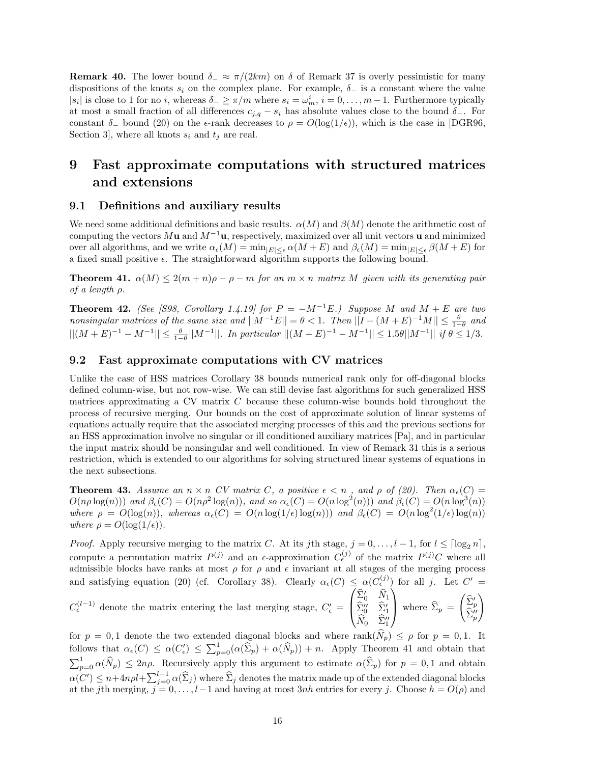**Remark 40.** The lower bound $\delta_- \approx \pi/(2km)$ on $\delta$ of Remark 37 is overly pessimistic for many dispositions of the knots $s_i$ on the complex plane. For example, $\delta_-$ is a constant where the value $|s_i|$ is close to 1 for no $i$, whereas $\delta_- \geq \pi/m$ where $s_i = \omega_m^i$, $i = 0, \ldots, m-1$. Furthermore typically at most a small fraction of all differences $c_{j,q} - s_i$ has absolute values close to the bound $\delta_-$. For constant $\delta_-$ bound (20) on the $\epsilon$-rank decreases to $\rho = O(\log(1/\epsilon))$, which is the case in [DGR96, Section 3], where all knots $s_i$ and $t_j$ are real.

# 9 Fast approximate computations with structured matrices and extensions

## 9.1 Definitions and auxiliary results

We need some additional definitions and basic results. $\alpha(M)$ and $\beta(M)$ denote the arithmetic cost of computing the vectors $M\mathbf{u}$ and $M^{-1}\mathbf{u}$, respectively, maximized over all unit vectors $\mathbf{u}$ and minimized over all algorithms, and we write $\alpha_\epsilon(M) = \min_{|E|\leq\epsilon} \alpha(M+E)$ and $\beta_\epsilon(M) = \min_{|E|\leq\epsilon} \beta(M+E)$ for a fixed small positive $\epsilon$. The straightforward algorithm supports the following bound.

**Theorem 41.** *$\alpha(M) \leq 2(m+n)\rho - \rho - m$ for an $m \times n$ matrix $M$ given with its generating pair of a length $\rho$.*

**Theorem 42.** *(See [S98, Corollary 1.4.19] for $P = -M^{-1}E$.) Suppose $M$ and $M+E$ are two nonsingular matrices of the same size and $||M^{-1}E|| = \theta < 1$. Then $||I - (M+E)^{-1}M|| \leq \frac{\theta}{1-\theta}$ and $||(M+E)^{-1} - M^{-1}|| \leq \frac{\theta}{1-\theta}||M^{-1}||$. In particular $||(M+E)^{-1} - M^{-1}|| \leq 1.5\theta||M^{-1}||$ if $\theta \leq 1/3$.*

## 9.2 Fast approximate computations with CV matrices

Unlike the case of HSS matrices Corollary 38 bounds numerical rank only for off-diagonal blocks defined column-wise, but not row-wise. We can still devise fast algorithms for such generalized HSS matrices approximating a CV matrix $C$ because these column-wise bounds hold throughout the process of recursive merging. Our bounds on the cost of approximate solution of linear systems of equations actually require that the associated merging processes of this and the previous sections for an HSS approximation involve no singular or ill conditioned auxiliary matrices [Pa], and in particular the input matrix should be nonsingular and well conditioned. In view of Remark 31 this is a serious restriction, which is extended to our algorithms for solving structured linear systems of equations in the next subsections.

**Theorem 43.** *Assume an $n \times n$ CV matrix $C$, a positive $\epsilon < n$ , and $\rho$ of (20). Then $\alpha_\epsilon(C) = O(n\rho\log(n)))$ and $\beta_\epsilon(C) = O(n\rho^2\log(n))$, and so $\alpha_\epsilon(C) = O(n\log^2(n)))$ and $\beta_\epsilon(C) = O(n\log^3(n))$ where $\rho = O(\log(n))$, whereas $\alpha_\epsilon(C) = O(n\log(1/\epsilon)\log(n)))$ and $\beta_\epsilon(C) = O(n\log^2(1/\epsilon)\log(n))$ where $\rho = O(\log(1/\epsilon))$.*

*Proof.* Apply recursive merging to the matrix $C$. At its $j$th stage, $j = 0, \ldots, l-1$, for $l \leq \lceil \log_2 n \rceil$, compute a permutation matrix $P^{(j)}$ and an $\epsilon$-approximation $C_\epsilon^{(j)}$ of the matrix $P^{(j)}C$ where all admissible blocks have ranks at most $\rho$ for $\rho$ and $\epsilon$ invariant at all stages of the merging process and satisfying equation (20) (cf. Corollary 38). Clearly $\alpha_\epsilon(C) \leq \alpha(C_\epsilon^{(j)})$ for all $j$. Let $C' = C_\epsilon^{(l-1)}$ denote the matrix entering the last merging stage, $C'_\epsilon = \begin{pmatrix} \widehat{\Sigma}'_0 & \widehat{N}_1 \\ \widehat{\Sigma}''_0 & \widehat{\Sigma}'_1 \\ \widehat{N}_0 & \widehat{\Sigma}''_1 \end{pmatrix}$ where $\widehat{\Sigma}_p = \begin{pmatrix} \widehat{\Sigma}'_p \\ \widehat{\Sigma}''_p \end{pmatrix}$ for $p = 0, 1$ denote the two extended diagonal blocks and where $\text{rank}(\widehat{N}_p) \leq \rho$ for $p = 0, 1$. It follows that $\alpha_\epsilon(C) \leq \alpha(C'_\epsilon) \leq \sum_{p=0}^{1}(\alpha(\widehat{\Sigma}_p) + \alpha(\widehat{N}_p)) + n$. Apply Theorem 41 and obtain that $\sum_{p=0}^{1} \alpha(\widehat{N}_p) \leq 2n\rho$. Recursively apply this argument to estimate $\alpha(\widehat{\Sigma}_p)$ for $p = 0, 1$ and obtain $\alpha(C') \leq n + 4n\rho l + \sum_{j=0}^{l-1} \alpha(\widehat{\Sigma}_j)$ where $\widehat{\Sigma}_j$ denotes the matrix made up of the extended diagonal blocks at the $j$th merging, $j = 0, \ldots, l-1$ and having at most $3nh$ entries for every $j$. Choose $h = O(\rho)$ and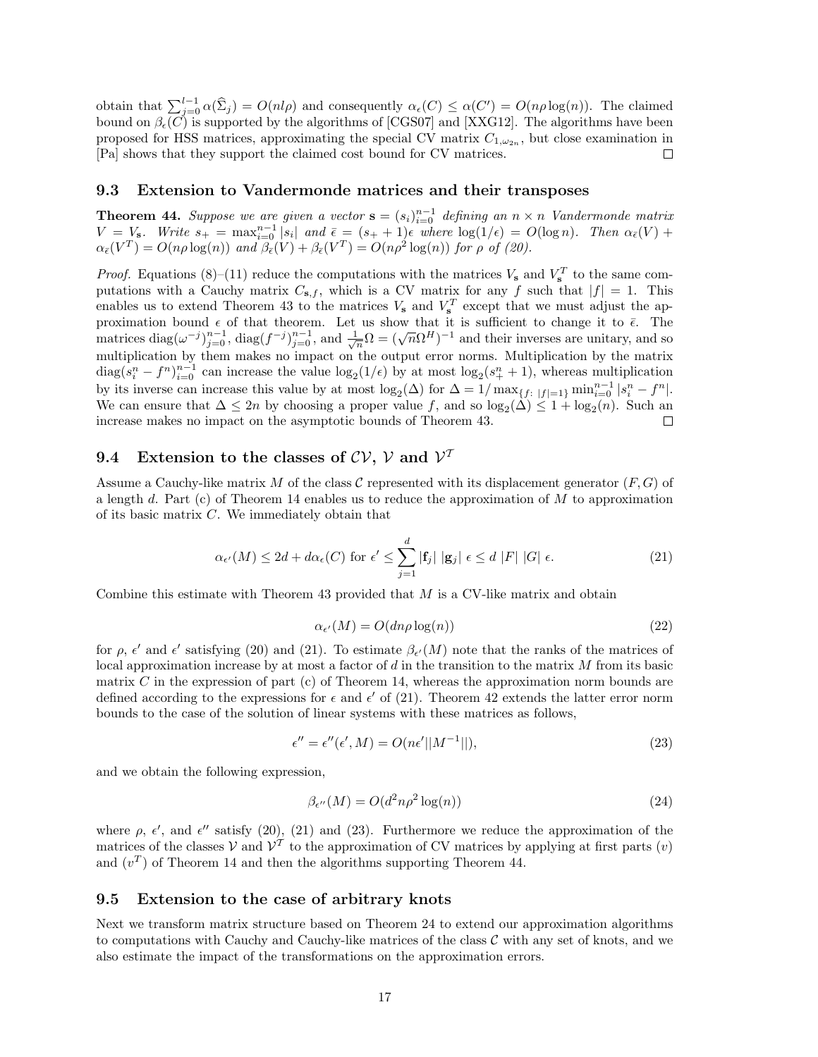obtain that $\sum_{j=0}^{l-1} \alpha(\widehat{\Sigma}_j) = O(nl\rho)$ and consequently $\alpha_\epsilon(C) \le \alpha(C') = O(n\rho\log(n))$. The claimed bound on $\beta_\epsilon(C)$ is supported by the algorithms of [CGS07] and [XXG12]. The algorithms have been proposed for HSS matrices, approximating the special CV matrix $C_{1,\omega_{2n}}$, but close examination in [Pa] shows that they support the claimed cost bound for CV matrices. □

### 9.3 Extension to Vandermonde matrices and their transposes

**Theorem 44.** *Suppose we are given a vector $\mathbf{s} = (s_i)_{i=0}^{n-1}$ defining an $n \times n$ Vandermonde matrix $V = V_{\mathbf{s}}$. Write $s_+ = \max_{i=0}^{n-1} |s_i|$ and $\bar{\epsilon} = (s_+ + 1)\epsilon$ where $\log(1/\epsilon) = O(\log n)$. Then $\alpha_{\bar{\epsilon}}(V) + \alpha_{\bar{\epsilon}}(V^T) = O(n\rho\log(n))$ and $\beta_{\bar{\epsilon}}(V) + \beta_{\bar{\epsilon}}(V^T) = O(n\rho^2\log(n))$ for $\rho$ of (20).*

*Proof.* Equations (8)–(11) reduce the computations with the matrices $V_{\mathbf{s}}$ and $V_{\mathbf{s}}^T$ to the same computations with a Cauchy matrix $C_{\mathbf{s},f}$, which is a CV matrix for any $f$ such that $|f| = 1$. This enables us to extend Theorem 43 to the matrices $V_{\mathbf{s}}$ and $V_{\mathbf{s}}^T$ except that we must adjust the approximation bound $\epsilon$ of that theorem. Let us show that it is sufficient to change it to $\bar{\epsilon}$. The matrices $\operatorname{diag}(\omega^{-j})_{j=0}^{n-1}$, $\operatorname{diag}(f^{-j})_{j=0}^{n-1}$, and $\frac{1}{\sqrt{n}}\Omega = (\sqrt{n}\Omega^H)^{-1}$ and their inverses are unitary, and so multiplication by them makes no impact on the output error norms. Multiplication by the matrix $\operatorname{diag}(s_i^n - f^n)_{i=0}^{n-1}$ can increase the value $\log_2(1/\epsilon)$ by at most $\log_2(s_+^n + 1)$, whereas multiplication by its inverse can increase this value by at most $\log_2(\Delta)$ for $\Delta = 1/\max_{\{f:\ |f|=1\}} \min_{i=0}^{n-1} |s_i^n - f^n|$. We can ensure that $\Delta \le 2n$ by choosing a proper value $f$, and so $\log_2(\Delta) \le 1 + \log_2(n)$. Such an increase makes no impact on the asymptotic bounds of Theorem 43. □

### 9.4 Extension to the classes of $\mathcal{CV}$, $\mathcal{V}$ and $\mathcal{V}^T$

Assume a Cauchy-like matrix $M$ of the class $\mathcal{C}$ represented with its displacement generator $(F, G)$ of a length $d$. Part (c) of Theorem 14 enables us to reduce the approximation of $M$ to approximation of its basic matrix $C$. We immediately obtain that

$$\alpha_{\epsilon'}(M) \le 2d + d\alpha_\epsilon(C) \text{ for } \epsilon' \le \sum_{j=1}^{d} |\mathbf{f}_j|\ |\mathbf{g}_j|\ \epsilon \le d\ |F|\ |G|\ \epsilon. \tag{21}$$

Combine this estimate with Theorem 43 provided that $M$ is a CV-like matrix and obtain

$$\alpha_{\epsilon'}(M) = O(dn\rho\log(n)) \tag{22}$$

for $\rho$, $\epsilon'$ and $\epsilon'$ satisfying (20) and (21). To estimate $\beta_{\epsilon'}(M)$ note that the ranks of the matrices of local approximation increase by at most a factor of $d$ in the transition to the matrix $M$ from its basic matrix $C$ in the expression of part (c) of Theorem 14, whereas the approximation norm bounds are defined according to the expressions for $\epsilon$ and $\epsilon'$ of (21). Theorem 42 extends the latter error norm bounds to the case of the solution of linear systems with these matrices as follows,

$$\epsilon'' = \epsilon''(\epsilon', M) = O(n\epsilon'||M^{-1}||), \tag{23}$$

and we obtain the following expression,

$$\beta_{\epsilon''}(M) = O(d^2 n\rho^2\log(n)) \tag{24}$$

where $\rho$, $\epsilon'$, and $\epsilon''$ satisfy (20), (21) and (23). Furthermore we reduce the approximation of the matrices of the classes $\mathcal{V}$ and $\mathcal{V}^T$ to the approximation of CV matrices by applying at first parts $(v)$ and $(v^T)$ of Theorem 14 and then the algorithms supporting Theorem 44.

### 9.5 Extension to the case of arbitrary knots

Next we transform matrix structure based on Theorem 24 to extend our approximation algorithms to computations with Cauchy and Cauchy-like matrices of the class $\mathcal{C}$ with any set of knots, and we also estimate the impact of the transformations on the approximation errors.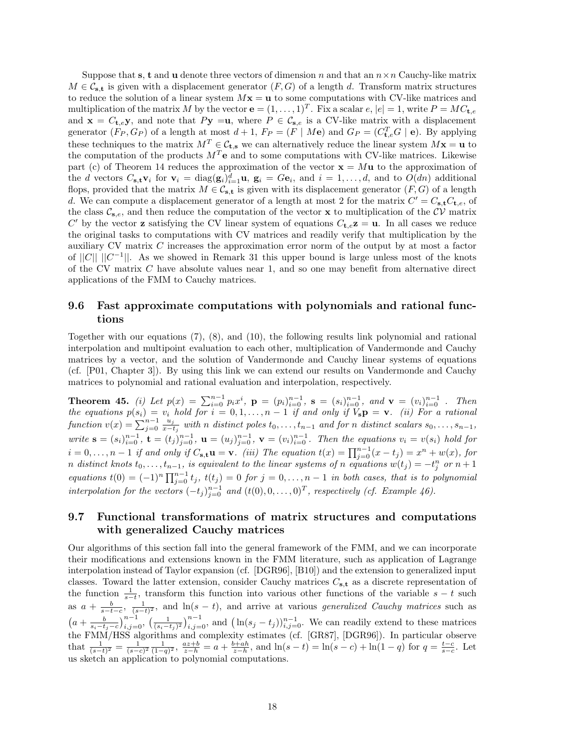Suppose that $\mathbf{s}$, $\mathbf{t}$ and $\mathbf{u}$ denote three vectors of dimension $n$ and that an $n \times n$ Cauchy-like matrix $M \in \mathcal{C}_{\mathbf{s},\mathbf{t}}$ is given with a displacement generator $(F, G)$ of a length $d$. Transform matrix structures to reduce the solution of a linear system $M\mathbf{x} = \mathbf{u}$ to some computations with CV-like matrices and multiplication of the matrix $M$ by the vector $\mathbf{e} = (1, \ldots, 1)^T$. Fix a scalar $e$, $|e| = 1$, write $P = MC_{\mathbf{t},e}$ and $\mathbf{x} = C_{\mathbf{t},e}\mathbf{y}$, and note that $P\mathbf{y} = \mathbf{u}$, where $P \in \mathcal{C}_{\mathbf{s},e}$ is a CV-like matrix with a displacement generator $(F_P, G_P)$ of a length at most $d+1$, $F_P = (F \mid M\mathbf{e})$ and $G_P = (C^T_{\mathbf{t},e}G \mid \mathbf{e})$. By applying these techniques to the matrix $M^T \in \mathcal{C}_{\mathbf{t},\mathbf{s}}$ we can alternatively reduce the linear system $M\mathbf{x} = \mathbf{u}$ to the computation of the products $M^T\mathbf{e}$ and to some computations with CV-like matrices. Likewise part (c) of Theorem 14 reduces the approximation of the vector $\mathbf{x} = M\mathbf{u}$ to the approximation of the $d$ vectors $C_{\mathbf{s},\mathbf{t}}\mathbf{v}_i$ for $\mathbf{v}_i = \operatorname{diag}(\mathbf{g}_i)_{i=1}^d\mathbf{u}$, $\mathbf{g}_i = G\mathbf{e}_i$, and $i = 1, \ldots, d$, and to $O(dn)$ additional flops, provided that the matrix $M \in \mathcal{C}_{\mathbf{s},\mathbf{t}}$ is given with its displacement generator $(F, G)$ of a length $d$. We can compute a displacement generator of a length at most 2 for the matrix $C' = C_{\mathbf{s},\mathbf{t}}C_{\mathbf{t},e}$, of the class $\mathcal{C}_{\mathbf{s},e}$, and then reduce the computation of the vector $\mathbf{x}$ to multiplication of the $\mathcal{CV}$ matrix $C'$ by the vector $\mathbf{z}$ satisfying the CV linear system of equations $C_{\mathbf{t},e}\mathbf{z} = \mathbf{u}$. In all cases we reduce the original tasks to computations with CV matrices and readily verify that multiplication by the auxiliary CV matrix $C$ increases the approximation error norm of the output by at most a factor of $||C||\ ||C^{-1}||$. As we showed in Remark 31 this upper bound is large unless most of the knots of the CV matrix $C$ have absolute values near 1, and so one may benefit from alternative direct applications of the FMM to Cauchy matrices.

### 9.6 Fast approximate computations with polynomials and rational functions

Together with our equations (7), (8), and (10), the following results link polynomial and rational interpolation and multipoint evaluation to each other, multiplication of Vandermonde and Cauchy matrices by a vector, and the solution of Vandermonde and Cauchy linear systems of equations (cf. [P01, Chapter 3]). By using this link we can extend our results on Vandermonde and Cauchy matrices to polynomial and rational evaluation and interpolation, respectively.

**Theorem 45.** *(i) Let $p(x) = \sum_{i=0}^{n-1} p_i x^i$, $\mathbf{p} = (p_i)_{i=0}^{n-1}$, $\mathbf{s} = (s_i)_{i=0}^{n-1}$, and $\mathbf{v} = (v_i)_{i=0}^{n-1}$ . Then the equations $p(s_i) = v_i$ hold for $i = 0, 1, \ldots, n-1$ if and only if $V_{\mathbf{s}}\mathbf{p} = \mathbf{v}$. (ii) For a rational function $v(x) = \sum_{j=0}^{n-1} \frac{u_j}{x - t_j}$ with $n$ distinct poles $t_0, \ldots, t_{n-1}$ and for $n$ distinct scalars $s_0, \ldots, s_{n-1}$, write $\mathbf{s} = (s_i)_{i=0}^{n-1}$, $\mathbf{t} = (t_j)_{j=0}^{n-1}$, $\mathbf{u} = (u_j)_{j=0}^{n-1}$, $\mathbf{v} = (v_i)_{i=0}^{n-1}$. Then the equations $v_i = v(s_i)$ hold for $i = 0, \ldots, n-1$ if and only if $C_{\mathbf{s},\mathbf{t}}\mathbf{u} = \mathbf{v}$. (iii) The equation $t(x) = \prod_{j=0}^{n-1}(x - t_j) = x^n + w(x)$, for $n$ distinct knots $t_0, \ldots, t_{n-1}$, is equivalent to the linear systems of $n$ equations $w(t_j) = -t_j^n$ or $n+1$ equations $t(0) = (-1)^n \prod_{j=0}^{n-1} t_j$, $t(t_j) = 0$ for $j = 0, \ldots, n-1$ in both cases, that is to polynomial interpolation for the vectors $(-t_j)_{j=0}^{n-1}$ and $(t(0), 0, \ldots, 0)^T$, respectively (cf. Example 46).*

### 9.7 Functional transformations of matrix structures and computations with generalized Cauchy matrices

Our algorithms of this section fall into the general framework of the FMM, and we can incorporate their modifications and extensions known in the FMM literature, such as application of Lagrange interpolation instead of Taylor expansion (cf. [DGR96], [B10]) and the extension to generalized input classes. Toward the latter extension, consider Cauchy matrices $C_{\mathbf{s},\mathbf{t}}$ as a discrete representation of the function $\frac{1}{s-t}$, transform this function into various other functions of the variable $s - t$ such as $a + \frac{b}{s-t-c}$, $\frac{1}{(s-t)^2}$, and $\ln(s - t)$, and arrive at various *generalized Cauchy matrices* such as $\left(a + \frac{b}{s_i - t_j - c}\right)_{i,j=0}^{n-1}$, $\left(\frac{1}{(s_i - t_j)^2}\right)_{i,j=0}^{n-1}$, and $\left(\ln(s_j - t_j)\right)_{i,j=0}^{n-1}$. We can readily extend to these matrices the FMM/HSS algorithms and complexity estimates (cf. [GR87], [DGR96]). In particular observe that $\frac{1}{(s-t)^2} = \frac{1}{(s-c)^2}\frac{1}{(1-q)^2}$, $\frac{az+b}{z-h} = a + \frac{b+ah}{z-h}$, and $\ln(s - t) = \ln(s - c) + \ln(1 - q)$ for $q = \frac{t-c}{s-c}$. Let us sketch an application to polynomial computations.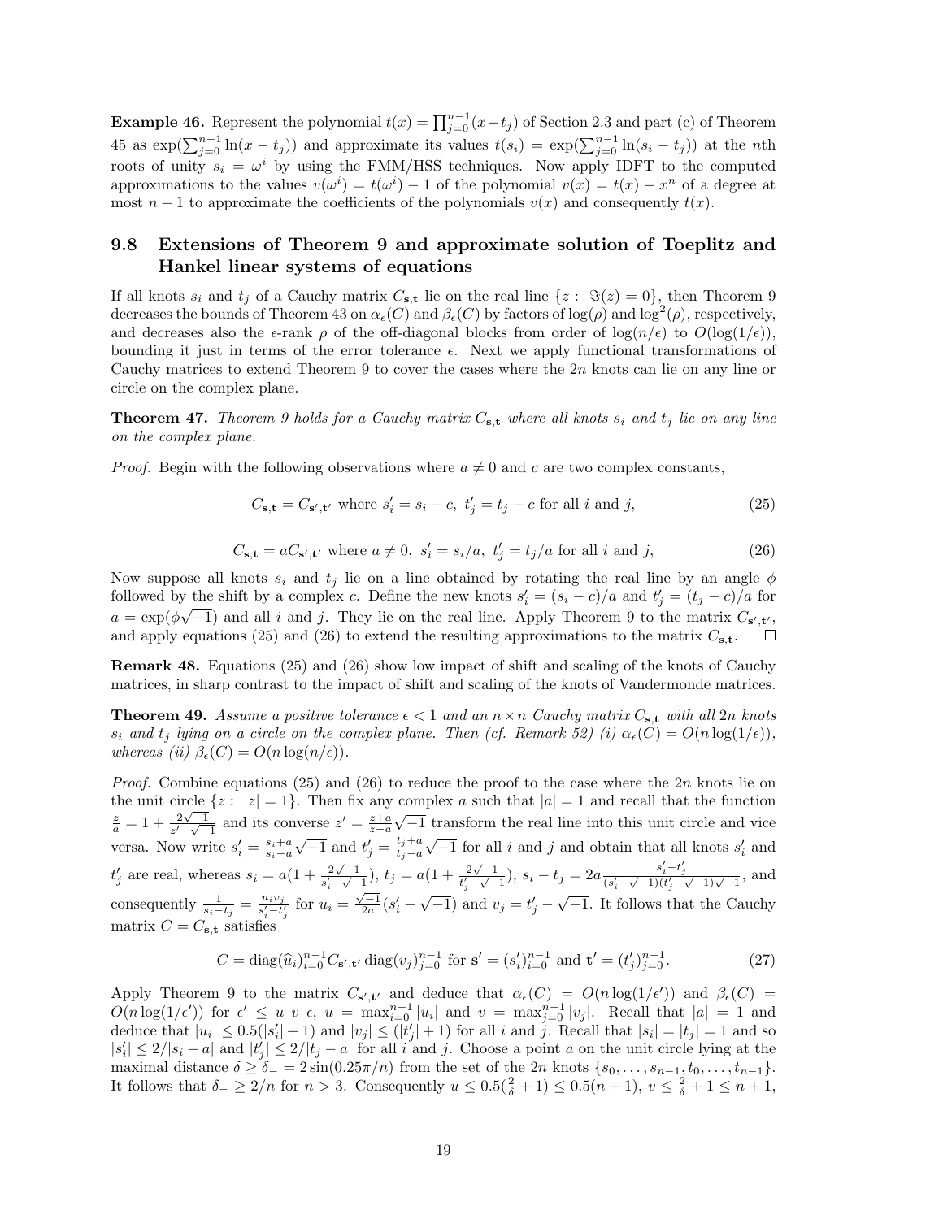**Example 46.** Represent the polynomial $t(x) = \prod_{j=0}^{n-1}(x - t_j)$ of Section 2.3 and part (c) of Theorem 45 as $\exp(\sum_{j=0}^{n-1} \ln(x - t_j))$ and approximate its values $t(s_i) = \exp(\sum_{j=0}^{n-1} \ln(s_i - t_j))$ at the $n$th roots of unity $s_i = \omega^i$ by using the FMM/HSS techniques. Now apply IDFT to the computed approximations to the values $v(\omega^i) = t(\omega^i) - 1$ of the polynomial $v(x) = t(x) - x^n$ of a degree at most $n - 1$ to approximate the coefficients of the polynomials $v(x)$ and consequently $t(x)$.

## 9.8 Extensions of Theorem 9 and approximate solution of Toeplitz and Hankel linear systems of equations

If all knots $s_i$ and $t_j$ of a Cauchy matrix $C_{\mathbf{s},\mathbf{t}}$ lie on the real line $\{z : \Im(z) = 0\}$, then Theorem 9 decreases the bounds of Theorem 43 on $\alpha_\epsilon(C)$ and $\beta_\epsilon(C)$ by factors of $\log(\rho)$ and $\log^2(\rho)$, respectively, and decreases also the $\epsilon$-rank $\rho$ of the off-diagonal blocks from order of $\log(n/\epsilon)$ to $O(\log(1/\epsilon))$, bounding it just in terms of the error tolerance $\epsilon$. Next we apply functional transformations of Cauchy matrices to extend Theorem 9 to cover the cases where the $2n$ knots can lie on any line or circle on the complex plane.

**Theorem 47.** *Theorem 9 holds for a Cauchy matrix $C_{\mathbf{s},\mathbf{t}}$ where all knots $s_i$ and $t_j$ lie on any line on the complex plane.*

*Proof.* Begin with the following observations where $a \neq 0$ and $c$ are two complex constants,

$$C_{\mathbf{s},\mathbf{t}} = C_{\mathbf{s}',\mathbf{t}'} \text{ where } s'_i = s_i - c,\ t'_j = t_j - c \text{ for all } i \text{ and } j, \tag{25}$$

$$C_{\mathbf{s},\mathbf{t}} = aC_{\mathbf{s}',\mathbf{t}'} \text{ where } a \neq 0,\ s'_i = s_i/a,\ t'_j = t_j/a \text{ for all } i \text{ and } j, \tag{26}$$

Now suppose all knots $s_i$ and $t_j$ lie on a line obtained by rotating the real line by an angle $\phi$ followed by the shift by a complex $c$. Define the new knots $s'_i = (s_i - c)/a$ and $t'_j = (t_j - c)/a$ for $a = \exp(\phi\sqrt{-1})$ and all $i$ and $j$. They lie on the real line. Apply Theorem 9 to the matrix $C_{\mathbf{s}',\mathbf{t}'}$, and apply equations (25) and (26) to extend the resulting approximations to the matrix $C_{\mathbf{s},\mathbf{t}}$. $\square$

**Remark 48.** Equations (25) and (26) show low impact of shift and scaling of the knots of Cauchy matrices, in sharp contrast to the impact of shift and scaling of the knots of Vandermonde matrices.

**Theorem 49.** *Assume a positive tolerance $\epsilon < 1$ and an $n \times n$ Cauchy matrix $C_{\mathbf{s},\mathbf{t}}$ with all $2n$ knots $s_i$ and $t_j$ lying on a circle on the complex plane. Then (cf. Remark 52) (i) $\alpha_\epsilon(C) = O(n\log(1/\epsilon))$, whereas (ii) $\beta_\epsilon(C) = O(n\log(n/\epsilon))$.*

*Proof.* Combine equations (25) and (26) to reduce the proof to the case where the $2n$ knots lie on the unit circle $\{z : |z| = 1\}$. Then fix any complex $a$ such that $|a| = 1$ and recall that the function $\frac{z}{a} = 1 + \frac{2\sqrt{-1}}{z' - \sqrt{-1}}$ and its converse $z' = \frac{z+a}{z-a}\sqrt{-1}$ transform the real line into this unit circle and vice versa. Now write $s'_i = \frac{s_i+a}{s_i-a}\sqrt{-1}$ and $t'_j = \frac{t_j+a}{t_j-a}\sqrt{-1}$ for all $i$ and $j$ and obtain that all knots $s'_i$ and $t'_j$ are real, whereas $s_i = a(1 + \frac{2\sqrt{-1}}{s'_i - \sqrt{-1}})$, $t_j = a(1 + \frac{2\sqrt{-1}}{t'_j - \sqrt{-1}})$, $s_i - t_j = 2a\frac{s'_i - t'_j}{(s'_i - \sqrt{-1})(t'_j - \sqrt{-1})\sqrt{-1}}$, and consequently $\frac{1}{s_i - t_j} = \frac{u_i v_j}{s'_i - t'_j}$ for $u_i = \frac{\sqrt{-1}}{2a}(s'_i - \sqrt{-1})$ and $v_j = t'_j - \sqrt{-1}$. It follows that the Cauchy matrix $C = C_{\mathbf{s},\mathbf{t}}$ satisfies

$$C = \operatorname{diag}(\widehat{u}_i)_{i=0}^{n-1} C_{\mathbf{s}',\mathbf{t}'} \operatorname{diag}(v_j)_{j=0}^{n-1} \text{ for } \mathbf{s}' = (s'_i)_{i=0}^{n-1} \text{ and } \mathbf{t}' = (t'_j)_{j=0}^{n-1}. \tag{27}$$

Apply Theorem 9 to the matrix $C_{\mathbf{s}',\mathbf{t}'}$ and deduce that $\alpha_\epsilon(C) = O(n\log(1/\epsilon'))$ and $\beta_\epsilon(C) = O(n\log(1/\epsilon'))$ for $\epsilon' \leq u\ v\ \epsilon$, $u = \max_{i=0}^{n-1}|u_i|$ and $v = \max_{j=0}^{n-1}|v_j|$. Recall that $|a| = 1$ and deduce that $|u_i| \leq 0.5(|s'_i| + 1)$ and $|v_j| \leq (|t'_j| + 1)$ for all $i$ and $j$. Recall that $|s_i| = |t_j| = 1$ and so $|s'_i| \leq 2/|s_i - a|$ and $|t'_j| \leq 2/|t_j - a|$ for all $i$ and $j$. Choose a point $a$ on the unit circle lying at the maximal distance $\delta \geq \delta_- = 2\sin(0.25\pi/n)$ from the set of the $2n$ knots $\{s_0, \ldots, s_{n-1}, t_0, \ldots, t_{n-1}\}$. It follows that $\delta_- \geq 2/n$ for $n > 3$. Consequently $u \leq 0.5(\frac{2}{\delta} + 1) \leq 0.5(n + 1)$, $v \leq \frac{2}{\delta} + 1 \leq n + 1$,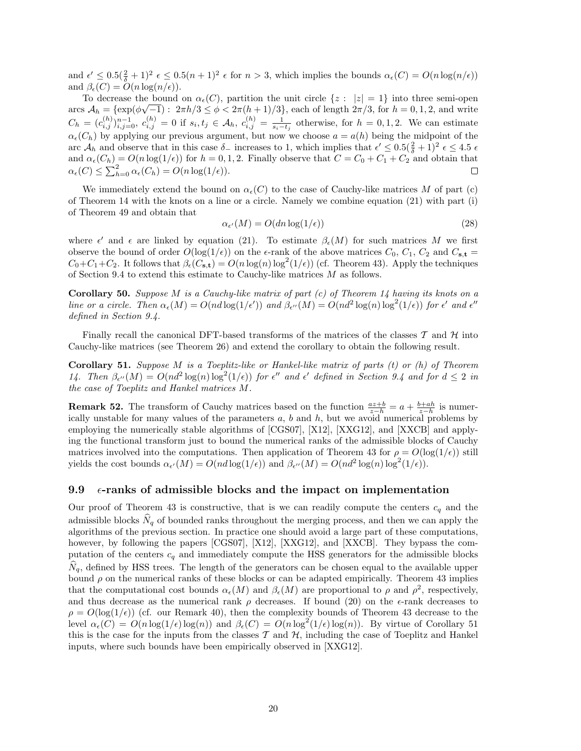and $\epsilon' \le 0.5(\frac{2}{\delta}+1)^2\ \epsilon \le 0.5(n+1)^2\ \epsilon$ for $n > 3$, which implies the bounds $\alpha_\epsilon(C) = O(n \log(n/\epsilon))$ and $\beta_\epsilon(C) = O(n \log(n/\epsilon))$.

To decrease the bound on $\alpha_\epsilon(C)$, partition the unit circle $\{z :\ |z| = 1\}$ into three semi-open arcs $\mathcal{A}_h = \{\exp(\phi\sqrt{-1}) :\ 2\pi h/3 \le \phi < 2\pi(h+1)/3\}$, each of length $2\pi/3$, for $h = 0, 1, 2$, and write $C_h = (c_{i,j}^{(h)})_{i,j=0}^{n-1}$, $c_{i,j}^{(h)} = 0$ if $s_i, t_j \in \mathcal{A}_h$, $c_{i,j}^{(h)} = \frac{1}{s_i - t_j}$ otherwise, for $h = 0, 1, 2$. We can estimate $\alpha_\epsilon(C_h)$ by applying our previous argument, but now we choose $a = a(h)$ being the midpoint of the arc $\mathcal{A}_h$ and observe that in this case $\delta_-$ increases to 1, which implies that $\epsilon' \le 0.5(\frac{2}{\delta}+1)^2\ \epsilon \le 4.5\ \epsilon$ and $\alpha_\epsilon(C_h) = O(n \log(1/\epsilon))$ for $h = 0, 1, 2$. Finally observe that $C = C_0 + C_1 + C_2$ and obtain that $\alpha_\epsilon(C) \le \sum_{h=0}^{2} \alpha_\epsilon(C_h) = O(n \log(1/\epsilon))$. □

We immediately extend the bound on $\alpha_\epsilon(C)$ to the case of Cauchy-like matrices $M$ of part (c) of Theorem 14 with the knots on a line or a circle. Namely we combine equation (21) with part (i) of Theorem 49 and obtain that

$$\alpha_{\epsilon'}(M) = O(dn \log(1/\epsilon)) \tag{28}$$

where $\epsilon'$ and $\epsilon$ are linked by equation (21). To estimate $\beta_\epsilon(M)$ for such matrices $M$ we first observe the bound of order $O(\log(1/\epsilon))$ on the $\epsilon$-rank of the above matrices $C_0$, $C_1$, $C_2$ and $C_{\mathbf{s},\mathbf{t}} = C_0 + C_1 + C_2$. It follows that $\beta_\epsilon(C_{\mathbf{s},\mathbf{t}}) = O(n \log(n) \log^2(1/\epsilon))$ (cf. Theorem 43). Apply the techniques of Section 9.4 to extend this estimate to Cauchy-like matrices $M$ as follows.

**Corollary 50.** *Suppose $M$ is a Cauchy-like matrix of part (c) of Theorem 14 having its knots on a line or a circle. Then $\alpha_\epsilon(M) = O(nd \log(1/\epsilon'))$ and $\beta_{\epsilon''}(M) = O(nd^2 \log(n) \log^2(1/\epsilon))$ for $\epsilon'$ and $\epsilon''$ defined in Section 9.4.*

Finally recall the canonical DFT-based transforms of the matrices of the classes $\mathcal{T}$ and $\mathcal{H}$ into Cauchy-like matrices (see Theorem 26) and extend the corollary to obtain the following result.

**Corollary 51.** *Suppose $M$ is a Toeplitz-like or Hankel-like matrix of parts (t) or (h) of Theorem 14. Then $\beta_{\epsilon''}(M) = O(nd^2 \log(n) \log^2(1/\epsilon))$ for $\epsilon''$ and $\epsilon'$ defined in Section 9.4 and for $d \le 2$ in the case of Toeplitz and Hankel matrices $M$.*

**Remark 52.** The transform of Cauchy matrices based on the function $\frac{az+b}{z-h} = a + \frac{b+ah}{z-h}$ is numerically unstable for many values of the parameters $a$, $b$ and $h$, but we avoid numerical problems by employing the numerically stable algorithms of [CGS07], [X12], [XXG12], and [XXCB] and applying the functional transform just to bound the numerical ranks of the admissible blocks of Cauchy matrices involved into the computations. Then application of Theorem 43 for $\rho = O(\log(1/\epsilon))$ still yields the cost bounds $\alpha_{\epsilon'}(M) = O(nd \log(1/\epsilon))$ and $\beta_{\epsilon''}(M) = O(nd^2 \log(n) \log^2(1/\epsilon))$.

## 9.9 $\epsilon$-ranks of admissible blocks and the impact on implementation

Our proof of Theorem 43 is constructive, that is we can readily compute the centers $c_q$ and the admissible blocks $\widehat{N}_q$ of bounded ranks throughout the merging process, and then we can apply the algorithms of the previous section. In practice one should avoid a large part of these computations, however, by following the papers [CGS07], [X12], [XXG12], and [XXCB]. They bypass the computation of the centers $c_q$ and immediately compute the HSS generators for the admissible blocks $\widehat{N}_q$, defined by HSS trees. The length of the generators can be chosen equal to the available upper bound $\rho$ on the numerical ranks of these blocks or can be adapted empirically. Theorem 43 implies that the computational cost bounds $\alpha_\epsilon(M)$ and $\beta_\epsilon(M)$ are proportional to $\rho$ and $\rho^2$, respectively, and thus decrease as the numerical rank $\rho$ decreases. If bound (20) on the $\epsilon$-rank decreases to $\rho = O(\log(1/\epsilon))$ (cf. our Remark 40), then the complexity bounds of Theorem 43 decrease to the level $\alpha_\epsilon(C) = O(n \log(1/\epsilon) \log(n))$ and $\beta_\epsilon(C) = O(n \log^2(1/\epsilon) \log(n))$. By virtue of Corollary 51 this is the case for the inputs from the classes $\mathcal{T}$ and $\mathcal{H}$, including the case of Toeplitz and Hankel inputs, where such bounds have been empirically observed in [XXG12].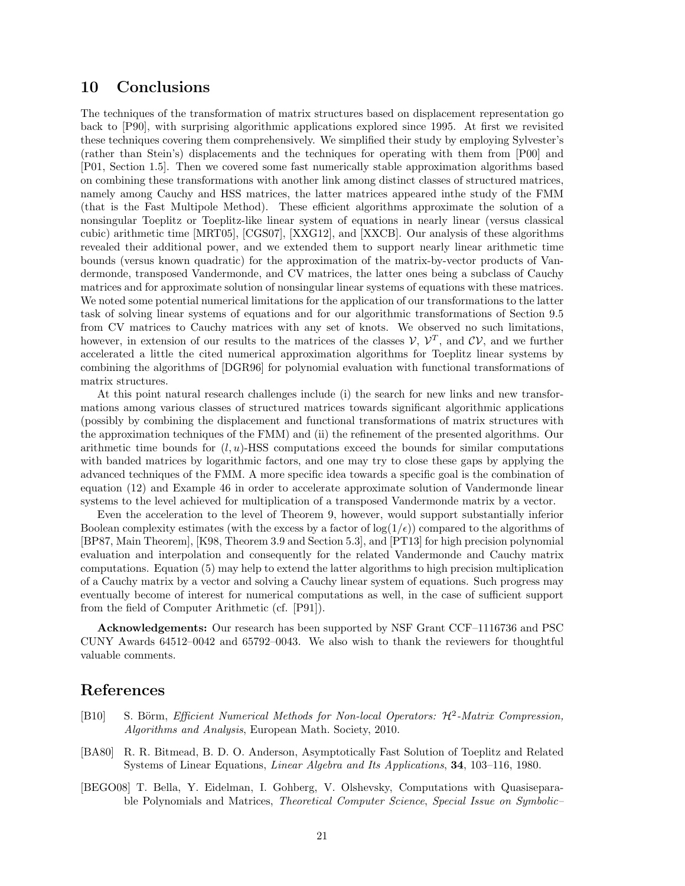## 10 Conclusions

The techniques of the transformation of matrix structures based on displacement representation go back to [P90], with surprising algorithmic applications explored since 1995. At first we revisited these techniques covering them comprehensively. We simplified their study by employing Sylvester's (rather than Stein's) displacements and the techniques for operating with them from [P00] and [P01, Section 1.5]. Then we covered some fast numerically stable approximation algorithms based on combining these transformations with another link among distinct classes of structured matrices, namely among Cauchy and HSS matrices, the latter matrices appeared inthe study of the FMM (that is the Fast Multipole Method). These efficient algorithms approximate the solution of a nonsingular Toeplitz or Toeplitz-like linear system of equations in nearly linear (versus classical cubic) arithmetic time [MRT05], [CGS07], [XXG12], and [XXCB]. Our analysis of these algorithms revealed their additional power, and we extended them to support nearly linear arithmetic time bounds (versus known quadratic) for the approximation of the matrix-by-vector products of Vandermonde, transposed Vandermonde, and CV matrices, the latter ones being a subclass of Cauchy matrices and for approximate solution of nonsingular linear systems of equations with these matrices. We noted some potential numerical limitations for the application of our transformations to the latter task of solving linear systems of equations and for our algorithmic transformations of Section 9.5 from CV matrices to Cauchy matrices with any set of knots. We observed no such limitations, however, in extension of our results to the matrices of the classes $\mathcal{V}$, $\mathcal{V}^T$, and $\mathcal{CV}$, and we further accelerated a little the cited numerical approximation algorithms for Toeplitz linear systems by combining the algorithms of [DGR96] for polynomial evaluation with functional transformations of matrix structures.

At this point natural research challenges include (i) the search for new links and new transformations among various classes of structured matrices towards significant algorithmic applications (possibly by combining the displacement and functional transformations of matrix structures with the approximation techniques of the FMM) and (ii) the refinement of the presented algorithms. Our arithmetic time bounds for $(l, u)$-HSS computations exceed the bounds for similar computations with banded matrices by logarithmic factors, and one may try to close these gaps by applying the advanced techniques of the FMM. A more specific idea towards a specific goal is the combination of equation (12) and Example 46 in order to accelerate approximate solution of Vandermonde linear systems to the level achieved for multiplication of a transposed Vandermonde matrix by a vector.

Even the acceleration to the level of Theorem 9, however, would support substantially inferior Boolean complexity estimates (with the excess by a factor of $\log(1/\epsilon)$) compared to the algorithms of [BP87, Main Theorem], [K98, Theorem 3.9 and Section 5.3], and [PT13] for high precision polynomial evaluation and interpolation and consequently for the related Vandermonde and Cauchy matrix computations. Equation (5) may help to extend the latter algorithms to high precision multiplication of a Cauchy matrix by a vector and solving a Cauchy linear system of equations. Such progress may eventually become of interest for numerical computations as well, in the case of sufficient support from the field of Computer Arithmetic (cf. [P91]).

**Acknowledgements:** Our research has been supported by NSF Grant CCF–1116736 and PSC CUNY Awards 64512–0042 and 65792–0043. We also wish to thank the reviewers for thoughtful valuable comments.

# References

[B10] S. Börm, *Efficient Numerical Methods for Non-local Operators: $\mathcal{H}^2$-Matrix Compression, Algorithms and Analysis*, European Math. Society, 2010.

[BA80] R. R. Bitmead, B. D. O. Anderson, Asymptotically Fast Solution of Toeplitz and Related Systems of Linear Equations, *Linear Algebra and Its Applications*, **34**, 103–116, 1980.

[BEGO08] T. Bella, Y. Eidelman, I. Gohberg, V. Olshevsky, Computations with Quasiseparable Polynomials and Matrices, *Theoretical Computer Science*, *Special Issue on Symbolic–*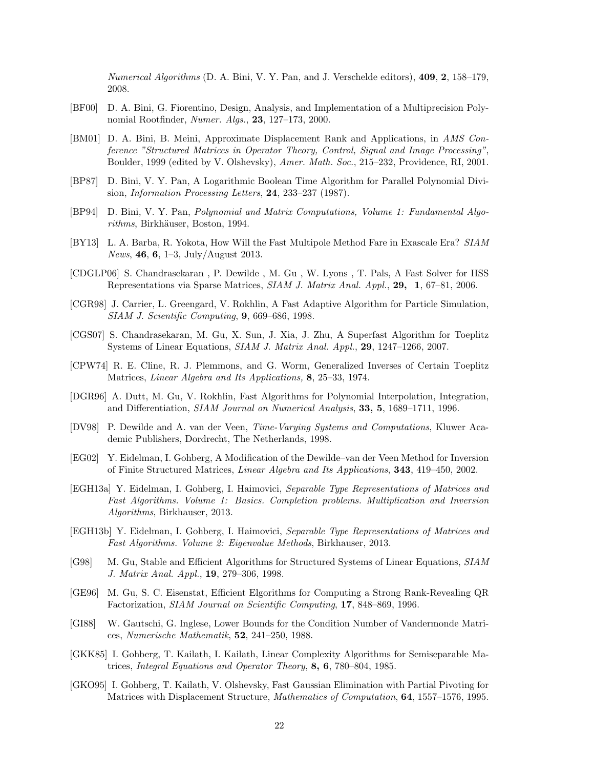*Numerical Algorithms* (D. A. Bini, V. Y. Pan, and J. Verschelde editors), **409**, **2**, 158–179, 2008.

[BF00] D. A. Bini, G. Fiorentino, Design, Analysis, and Implementation of a Multiprecision Polynomial Rootfinder, *Numer. Algs.*, **23**, 127–173, 2000.

[BM01] D. A. Bini, B. Meini, Approximate Displacement Rank and Applications, in *AMS Conference "Structured Matrices in Operator Theory, Control, Signal and Image Processing"*, Boulder, 1999 (edited by V. Olshevsky), *Amer. Math. Soc.*, 215–232, Providence, RI, 2001.

[BP87] D. Bini, V. Y. Pan, A Logarithmic Boolean Time Algorithm for Parallel Polynomial Division, *Information Processing Letters*, **24**, 233–237 (1987).

[BP94] D. Bini, V. Y. Pan, *Polynomial and Matrix Computations, Volume 1: Fundamental Algorithms*, Birkhäuser, Boston, 1994.

[BY13] L. A. Barba, R. Yokota, How Will the Fast Multipole Method Fare in Exascale Era? *SIAM News*, **46**, **6**, 1–3, July/August 2013.

[CDGLP06] S. Chandrasekaran , P. Dewilde , M. Gu , W. Lyons , T. Pals, A Fast Solver for HSS Representations via Sparse Matrices, *SIAM J. Matrix Anal. Appl.*, **29**, **1**, 67–81, 2006.

[CGR98] J. Carrier, L. Greengard, V. Rokhlin, A Fast Adaptive Algorithm for Particle Simulation, *SIAM J. Scientific Computing*, **9**, 669–686, 1998.

[CGS07] S. Chandrasekaran, M. Gu, X. Sun, J. Xia, J. Zhu, A Superfast Algorithm for Toeplitz Systems of Linear Equations, *SIAM J. Matrix Anal. Appl.*, **29**, 1247–1266, 2007.

[CPW74] R. E. Cline, R. J. Plemmons, and G. Worm, Generalized Inverses of Certain Toeplitz Matrices, *Linear Algebra and Its Applications,* **8**, 25–33, 1974.

[DGR96] A. Dutt, M. Gu, V. Rokhlin, Fast Algorithms for Polynomial Interpolation, Integration, and Differentiation, *SIAM Journal on Numerical Analysis*, **33, 5**, 1689–1711, 1996.

[DV98] P. Dewilde and A. van der Veen, *Time-Varying Systems and Computations*, Kluwer Academic Publishers, Dordrecht, The Netherlands, 1998.

[EG02] Y. Eidelman, I. Gohberg, A Modification of the Dewilde–van der Veen Method for Inversion of Finite Structured Matrices, *Linear Algebra and Its Applications*, **343**, 419–450, 2002.

[EGH13a] Y. Eidelman, I. Gohberg, I. Haimovici, *Separable Type Representations of Matrices and Fast Algorithms. Volume 1: Basics. Completion problems. Multiplication and Inversion Algorithms*, Birkhauser, 2013.

[EGH13b] Y. Eidelman, I. Gohberg, I. Haimovici, *Separable Type Representations of Matrices and Fast Algorithms. Volume 2: Eigenvalue Methods*, Birkhauser, 2013.

[G98] M. Gu, Stable and Efficient Algorithms for Structured Systems of Linear Equations, *SIAM J. Matrix Anal. Appl.*, **19**, 279–306, 1998.

[GE96] M. Gu, S. C. Eisenstat, Efficient Elgorithms for Computing a Strong Rank-Revealing QR Factorization, *SIAM Journal on Scientific Computing*, **17**, 848–869, 1996.

[GI88] W. Gautschi, G. Inglese, Lower Bounds for the Condition Number of Vandermonde Matrices, *Numerische Mathematik*, **52**, 241–250, 1988.

[GKK85] I. Gohberg, T. Kailath, I. Kailath, Linear Complexity Algorithms for Semiseparable Matrices, *Integral Equations and Operator Theory*, **8, 6**, 780–804, 1985.

[GKO95] I. Gohberg, T. Kailath, V. Olshevsky, Fast Gaussian Elimination with Partial Pivoting for Matrices with Displacement Structure, *Mathematics of Computation*, **64**, 1557–1576, 1995.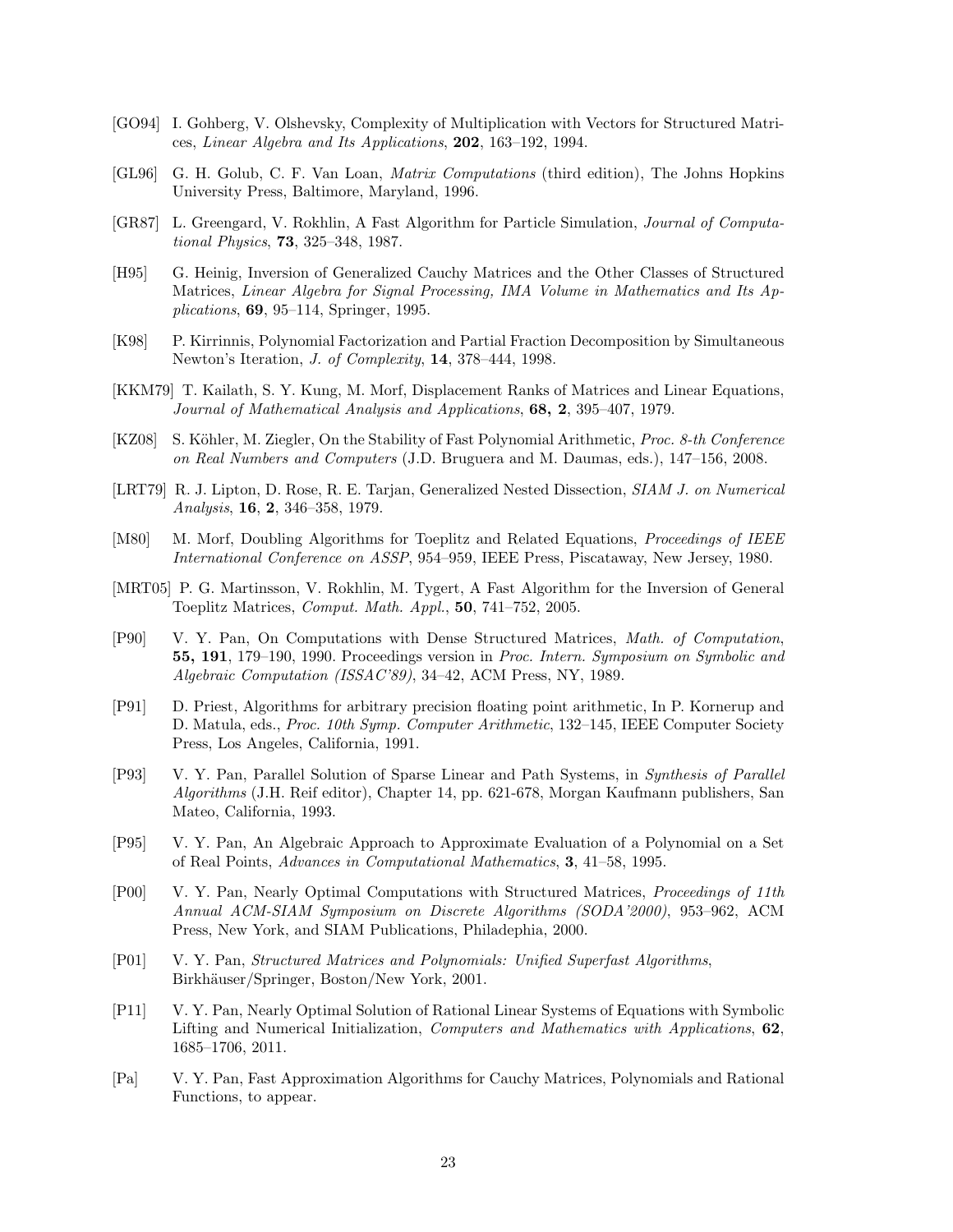[GO94] I. Gohberg, V. Olshevsky, Complexity of Multiplication with Vectors for Structured Matrices, *Linear Algebra and Its Applications*, **202**, 163–192, 1994.

[GL96] G. H. Golub, C. F. Van Loan, *Matrix Computations* (third edition), The Johns Hopkins University Press, Baltimore, Maryland, 1996.

[GR87] L. Greengard, V. Rokhlin, A Fast Algorithm for Particle Simulation, *Journal of Computational Physics*, **73**, 325–348, 1987.

[H95] G. Heinig, Inversion of Generalized Cauchy Matrices and the Other Classes of Structured Matrices, *Linear Algebra for Signal Processing, IMA Volume in Mathematics and Its Applications*, **69**, 95–114, Springer, 1995.

[K98] P. Kirrinnis, Polynomial Factorization and Partial Fraction Decomposition by Simultaneous Newton's Iteration, *J. of Complexity*, **14**, 378–444, 1998.

[KKM79] T. Kailath, S. Y. Kung, M. Morf, Displacement Ranks of Matrices and Linear Equations, *Journal of Mathematical Analysis and Applications*, **68, 2**, 395–407, 1979.

[KZ08] S. Köhler, M. Ziegler, On the Stability of Fast Polynomial Arithmetic, *Proc. 8-th Conference on Real Numbers and Computers* (J.D. Bruguera and M. Daumas, eds.), 147–156, 2008.

[LRT79] R. J. Lipton, D. Rose, R. E. Tarjan, Generalized Nested Dissection, *SIAM J. on Numerical Analysis*, **16**, **2**, 346–358, 1979.

[M80] M. Morf, Doubling Algorithms for Toeplitz and Related Equations, *Proceedings of IEEE International Conference on ASSP*, 954–959, IEEE Press, Piscataway, New Jersey, 1980.

[MRT05] P. G. Martinsson, V. Rokhlin, M. Tygert, A Fast Algorithm for the Inversion of General Toeplitz Matrices, *Comput. Math. Appl.*, **50**, 741–752, 2005.

[P90] V. Y. Pan, On Computations with Dense Structured Matrices, *Math. of Computation*, **55, 191**, 179–190, 1990. Proceedings version in *Proc. Intern. Symposium on Symbolic and Algebraic Computation (ISSAC'89)*, 34–42, ACM Press, NY, 1989.

[P91] D. Priest, Algorithms for arbitrary precision floating point arithmetic, In P. Kornerup and D. Matula, eds., *Proc. 10th Symp. Computer Arithmetic*, 132–145, IEEE Computer Society Press, Los Angeles, California, 1991.

[P93] V. Y. Pan, Parallel Solution of Sparse Linear and Path Systems, in *Synthesis of Parallel Algorithms* (J.H. Reif editor), Chapter 14, pp. 621-678, Morgan Kaufmann publishers, San Mateo, California, 1993.

[P95] V. Y. Pan, An Algebraic Approach to Approximate Evaluation of a Polynomial on a Set of Real Points, *Advances in Computational Mathematics*, **3**, 41–58, 1995.

[P00] V. Y. Pan, Nearly Optimal Computations with Structured Matrices, *Proceedings of 11th Annual ACM-SIAM Symposium on Discrete Algorithms (SODA'2000)*, 953–962, ACM Press, New York, and SIAM Publications, Philadephia, 2000.

[P01] V. Y. Pan, *Structured Matrices and Polynomials: Unified Superfast Algorithms*, Birkhäuser/Springer, Boston/New York, 2001.

[P11] V. Y. Pan, Nearly Optimal Solution of Rational Linear Systems of Equations with Symbolic Lifting and Numerical Initialization, *Computers and Mathematics with Applications*, **62**, 1685–1706, 2011.

[Pa] V. Y. Pan, Fast Approximation Algorithms for Cauchy Matrices, Polynomials and Rational Functions, to appear.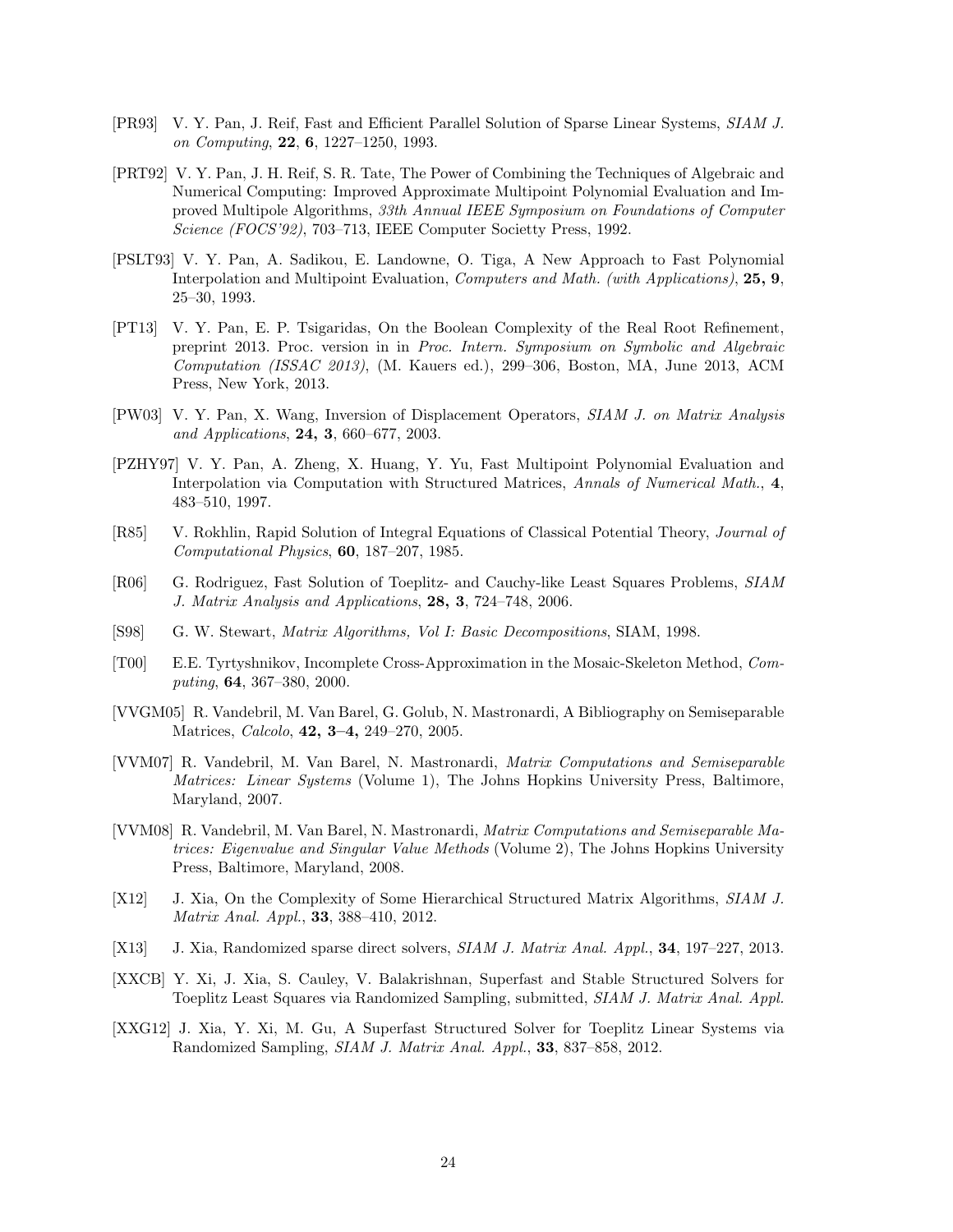[PR93] V. Y. Pan, J. Reif, Fast and Efficient Parallel Solution of Sparse Linear Systems, *SIAM J. on Computing*, **22**, **6**, 1227–1250, 1993.

[PRT92] V. Y. Pan, J. H. Reif, S. R. Tate, The Power of Combining the Techniques of Algebraic and Numerical Computing: Improved Approximate Multipoint Polynomial Evaluation and Improved Multipole Algorithms, *33th Annual IEEE Symposium on Foundations of Computer Science (FOCS'92)*, 703–713, IEEE Computer Societty Press, 1992.

[PSLT93] V. Y. Pan, A. Sadikou, E. Landowne, O. Tiga, A New Approach to Fast Polynomial Interpolation and Multipoint Evaluation, *Computers and Math. (with Applications)*, **25, 9**, 25–30, 1993.

[PT13] V. Y. Pan, E. P. Tsigaridas, On the Boolean Complexity of the Real Root Refinement, preprint 2013. Proc. version in in *Proc. Intern. Symposium on Symbolic and Algebraic Computation (ISSAC 2013)*, (M. Kauers ed.), 299–306, Boston, MA, June 2013, ACM Press, New York, 2013.

[PW03] V. Y. Pan, X. Wang, Inversion of Displacement Operators, *SIAM J. on Matrix Analysis and Applications*, **24, 3**, 660–677, 2003.

[PZHY97] V. Y. Pan, A. Zheng, X. Huang, Y. Yu, Fast Multipoint Polynomial Evaluation and Interpolation via Computation with Structured Matrices, *Annals of Numerical Math.*, **4**, 483–510, 1997.

[R85] V. Rokhlin, Rapid Solution of Integral Equations of Classical Potential Theory, *Journal of Computational Physics*, **60**, 187–207, 1985.

[R06] G. Rodriguez, Fast Solution of Toeplitz- and Cauchy-like Least Squares Problems, *SIAM J. Matrix Analysis and Applications*, **28, 3**, 724–748, 2006.

[S98] G. W. Stewart, *Matrix Algorithms, Vol I: Basic Decompositions*, SIAM, 1998.

[T00] E.E. Tyrtyshnikov, Incomplete Cross-Approximation in the Mosaic-Skeleton Method, *Computing*, **64**, 367–380, 2000.

[VVGM05] R. Vandebril, M. Van Barel, G. Golub, N. Mastronardi, A Bibliography on Semiseparable Matrices, *Calcolo*, **42, 3–4,** 249–270, 2005.

[VVM07] R. Vandebril, M. Van Barel, N. Mastronardi, *Matrix Computations and Semiseparable Matrices: Linear Systems* (Volume 1), The Johns Hopkins University Press, Baltimore, Maryland, 2007.

[VVM08] R. Vandebril, M. Van Barel, N. Mastronardi, *Matrix Computations and Semiseparable Matrices: Eigenvalue and Singular Value Methods* (Volume 2), The Johns Hopkins University Press, Baltimore, Maryland, 2008.

[X12] J. Xia, On the Complexity of Some Hierarchical Structured Matrix Algorithms, *SIAM J. Matrix Anal. Appl.*, **33**, 388–410, 2012.

[X13] J. Xia, Randomized sparse direct solvers, *SIAM J. Matrix Anal. Appl.*, **34**, 197–227, 2013.

[XXCB] Y. Xi, J. Xia, S. Cauley, V. Balakrishnan, Superfast and Stable Structured Solvers for Toeplitz Least Squares via Randomized Sampling, submitted, *SIAM J. Matrix Anal. Appl.*

[XXG12] J. Xia, Y. Xi, M. Gu, A Superfast Structured Solver for Toeplitz Linear Systems via Randomized Sampling, *SIAM J. Matrix Anal. Appl.*, **33**, 837–858, 2012.